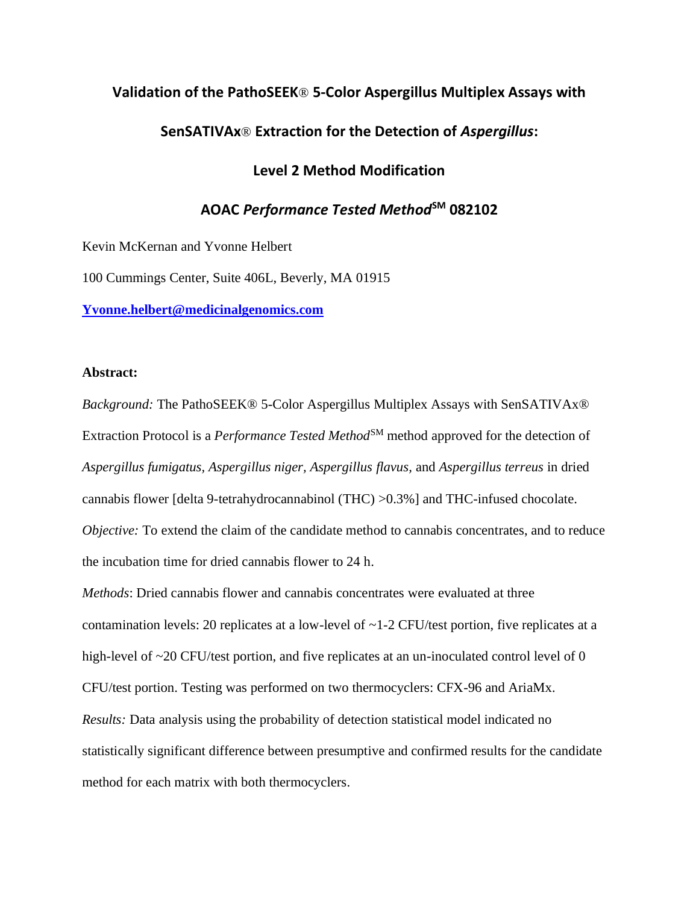# Validation of the PathoSEEK® 5-Color Aspergillus Multiplex Assays with SenSATIVAx® Extraction for the Detection of *Aspergillus*: Level 2 Method Modification

## AOAC *Performance Tested Method*SM 082102

Kevin McKernan and Yvonne Helbert

100 Cummings Center, Suite 406L, Beverly, MA 01915

Yvonne.helbert@medicinalgenomics.com

**Abstract:**

*Background:* The PathoSEEK® 5-Color Aspergillus Multiplex Assays with SenSATIVAx® Extraction Protocol is a *Performance Tested Method*SM method approved for the detection of *Aspergillus fumigatus*, *Aspergillus niger*, *Aspergillus flavus*, and *Aspergillus terreus* in dried cannabis flower [delta 9-tetrahydrocannabinol (THC) >0.3%] and THC-infused chocolate.

*Objective:* To extend the claim of the candidate method to cannabis concentrates, and to reduce the incubation time for dried cannabis flower to 24 h.

*Methods*: Dried cannabis flower and cannabis concentrates were evaluated at three contamination levels: 20 replicates at a low-level of ~1-2 CFU/test portion, five replicates at a high-level of ~20 CFU/test portion, and five replicates at an un-inoculated control level of 0 CFU/test portion. Testing was performed on two thermocyclers: CFX-96 and AriaMx.

*Results:* Data analysis using the probability of detection statistical model indicated no statistically significant difference between presumptive and confirmed results for the candidate method for each matrix with both thermocyclers.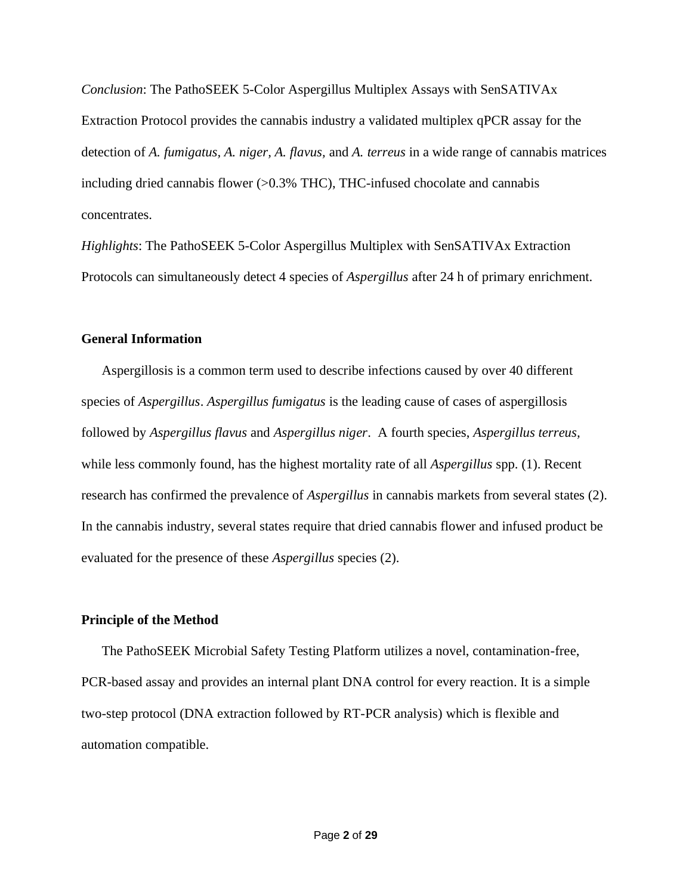*Conclusion*: The PathoSEEK 5-Color Aspergillus Multiplex Assays with SenSATIVAx Extraction Protocol provides the cannabis industry a validated multiplex qPCR assay for the detection of *A. fumigatus*, *A. niger*, *A. flavus*, and *A. terreus* in a wide range of cannabis matrices including dried cannabis flower (>0.3% THC), THC-infused chocolate and cannabis concentrates.

*Highlights*: The PathoSEEK 5-Color Aspergillus Multiplex with SenSATIVAx Extraction Protocols can simultaneously detect 4 species of *Aspergillus* after 24 h of primary enrichment.

## General Information

Aspergillosis is a common term used to describe infections caused by over 40 different species of *Aspergillus*. *Aspergillus fumigatus* is the leading cause of cases of aspergillosis followed by *Aspergillus flavus* and *Aspergillus niger*. A fourth species, *Aspergillus terreus*, while less commonly found, has the highest mortality rate of all *Aspergillus* spp. (1). Recent research has confirmed the prevalence of *Aspergillus* in cannabis markets from several states (2). In the cannabis industry, several states require that dried cannabis flower and infused product be evaluated for the presence of these *Aspergillus* species (2).

## Principle of the Method

The PathoSEEK Microbial Safety Testing Platform utilizes a novel, contamination-free, PCR-based assay and provides an internal plant DNA control for every reaction. It is a simple two-step protocol (DNA extraction followed by RT-PCR analysis) which is flexible and automation compatible.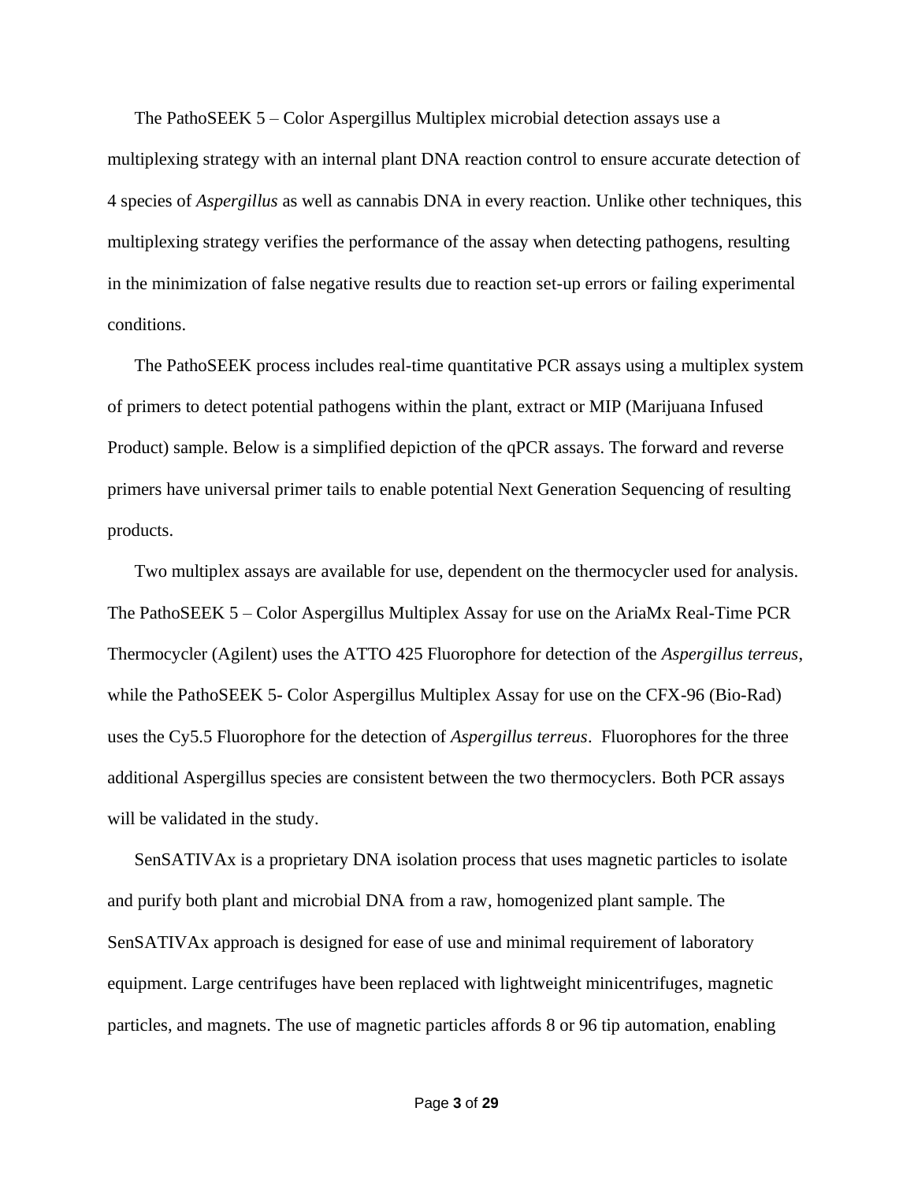The PathoSEEK 5 – Color Aspergillus Multiplex microbial detection assays use a multiplexing strategy with an internal plant DNA reaction control to ensure accurate detection of 4 species of *Aspergillus* as well as cannabis DNA in every reaction. Unlike other techniques, this multiplexing strategy verifies the performance of the assay when detecting pathogens, resulting in the minimization of false negative results due to reaction set-up errors or failing experimental conditions.

The PathoSEEK process includes real-time quantitative PCR assays using a multiplex system of primers to detect potential pathogens within the plant, extract or MIP (Marijuana Infused Product) sample. Below is a simplified depiction of the qPCR assays. The forward and reverse primers have universal primer tails to enable potential Next Generation Sequencing of resulting products.

Two multiplex assays are available for use, dependent on the thermocycler used for analysis. The PathoSEEK 5 – Color Aspergillus Multiplex Assay for use on the AriaMx Real-Time PCR Thermocycler (Agilent) uses the ATTO 425 Fluorophore for detection of the *Aspergillus terreus*, while the PathoSEEK 5- Color Aspergillus Multiplex Assay for use on the CFX-96 (Bio-Rad) uses the Cy5.5 Fluorophore for the detection of *Aspergillus terreus*. Fluorophores for the three additional Aspergillus species are consistent between the two thermocyclers. Both PCR assays will be validated in the study.

SenSATIVAx is a proprietary DNA isolation process that uses magnetic particles to isolate and purify both plant and microbial DNA from a raw, homogenized plant sample. The SenSATIVAx approach is designed for ease of use and minimal requirement of laboratory equipment. Large centrifuges have been replaced with lightweight minicentrifuges, magnetic particles, and magnets. The use of magnetic particles affords 8 or 96 tip automation, enabling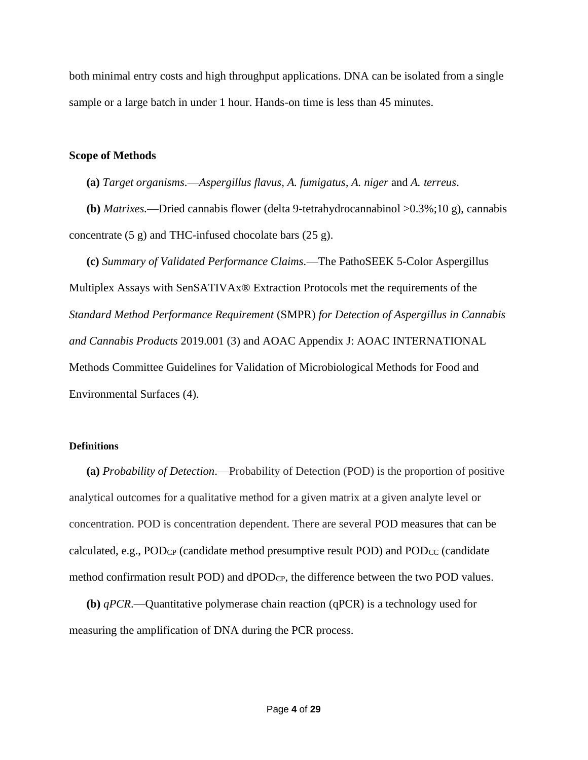both minimal entry costs and high throughput applications. DNA can be isolated from a single sample or a large batch in under 1 hour. Hands-on time is less than 45 minutes.

## Scope of Methods

**(a)** *Target organisms*.—*Aspergillus flavus, A. fumigatus, A. niger* and *A. terreus*.

**(b)** *Matrixes.*—Dried cannabis flower (delta 9-tetrahydrocannabinol >0.3%;10 g), cannabis concentrate (5 g) and THC-infused chocolate bars (25 g).

**(c)** *Summary of Validated Performance Claims*.—The PathoSEEK 5-Color Aspergillus Multiplex Assays with SenSATIVAx® Extraction Protocols met the requirements of the *Standard Method Performance Requirement* (SMPR) *for Detection of Aspergillus in Cannabis and Cannabis Products* 2019.001 (3) and AOAC Appendix J: AOAC INTERNATIONAL Methods Committee Guidelines for Validation of Microbiological Methods for Food and Environmental Surfaces (4).

## Definitions

**(a)** *Probability of Detection*.—Probability of Detection (POD) is the proportion of positive analytical outcomes for a qualitative method for a given matrix at a given analyte level or concentration. POD is concentration dependent. There are several POD measures that can be calculated, e.g., $POD_{CP}$ (candidate method presumptive result POD) and $POD_{CC}$ (candidate method confirmation result POD) and $dPOD_{CP}$, the difference between the two POD values.

**(b)** *qPCR*.—Quantitative polymerase chain reaction (qPCR) is a technology used for measuring the amplification of DNA during the PCR process.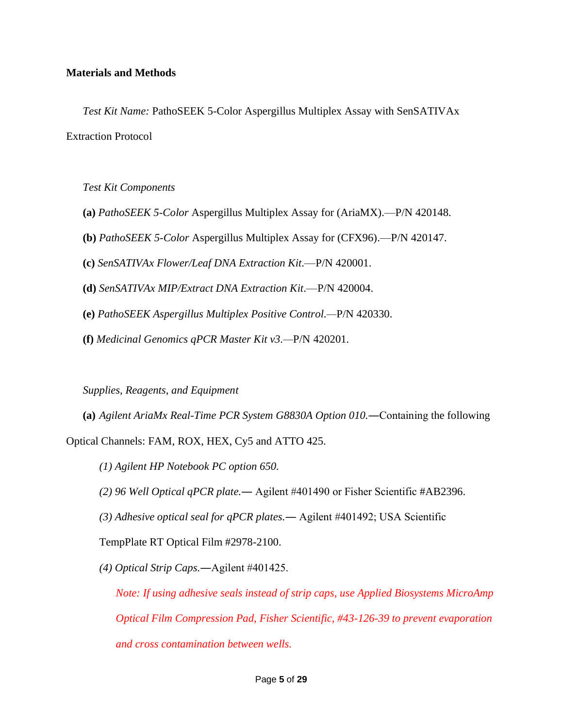**Materials and Methods**

*Test Kit Name:* PathoSEEK 5-Color Aspergillus Multiplex Assay with SenSATIVAx Extraction Protocol

*Test Kit Components*

**(a)** *PathoSEEK 5-Color* Aspergillus Multiplex Assay for (AriaMX).—P/N 420148.

**(b)** *PathoSEEK 5-Color* Aspergillus Multiplex Assay for (CFX96).—P/N 420147.

**(c)** *SenSATIVAx Flower/Leaf DNA Extraction Kit*.—P/N 420001.

**(d)** *SenSATIVAx MIP/Extract DNA Extraction Kit*.—P/N 420004.

**(e)** *PathoSEEK Aspergillus Multiplex Positive Control*.—P/N 420330.

**(f)** *Medicinal Genomics qPCR Master Kit v3*.—P/N 420201.

*Supplies, Reagents, and Equipment*

**(a)** *Agilent AriaMx Real-Time PCR System G8830A Option 010.*—Containing the following Optical Channels: FAM, ROX, HEX, Cy5 and ATTO 425.

*(1) Agilent HP Notebook PC option 650.*

*(2) 96 Well Optical qPCR plate.*— Agilent #401490 or Fisher Scientific #AB2396.

*(3) Adhesive optical seal for qPCR plates.*— Agilent #401492; USA Scientific TempPlate RT Optical Film #2978-2100.

*(4) Optical Strip Caps.*—Agilent #401425.

*Note: If using adhesive seals instead of strip caps, use Applied Biosystems MicroAmp Optical Film Compression Pad, Fisher Scientific, #43-126-39 to prevent evaporation and cross contamination between wells.*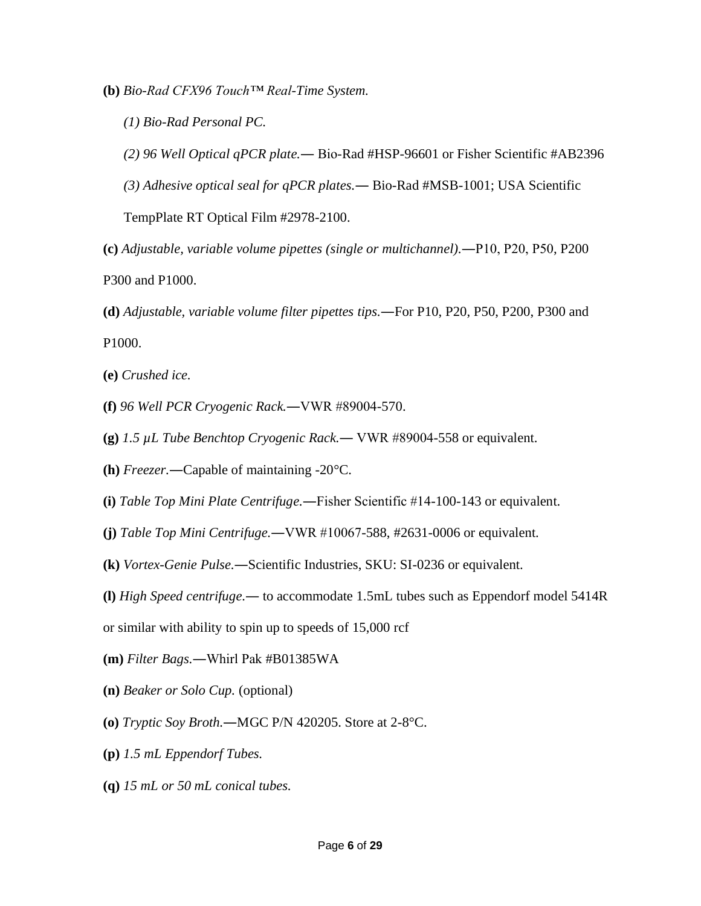**(b)** *Bio-Rad CFX96 Touch™ Real-Time System.*

*(1) Bio-Rad Personal PC.*

*(2) 96 Well Optical qPCR plate.*— Bio-Rad #HSP-96601 or Fisher Scientific #AB2396

*(3) Adhesive optical seal for qPCR plates.*— Bio-Rad #MSB-1001; USA Scientific TempPlate RT Optical Film #2978-2100.

**(c)** *Adjustable, variable volume pipettes (single or multichannel).*—P10, P20, P50, P200 P300 and P1000.

**(d)** *Adjustable, variable volume filter pipettes tips.*—For P10, P20, P50, P200, P300 and P1000.

**(e)** *Crushed ice.*

**(f)** *96 Well PCR Cryogenic Rack.*—VWR #89004-570.

**(g)** *1.5 µL Tube Benchtop Cryogenic Rack.*— VWR #89004-558 or equivalent.

**(h)** *Freezer*.—Capable of maintaining -20°C.

**(i)** *Table Top Mini Plate Centrifuge.*—Fisher Scientific #14-100-143 or equivalent.

**(j)** *Table Top Mini Centrifuge.*—VWR #10067-588, #2631-0006 or equivalent.

**(k)** *Vortex-Genie Pulse.*—Scientific Industries, SKU: SI-0236 or equivalent.

**(l)** *High Speed centrifuge.*— to accommodate 1.5mL tubes such as Eppendorf model 5414R or similar with ability to spin up to speeds of 15,000 rcf

**(m)** *Filter Bags.*—Whirl Pak #B01385WA

**(n)** *Beaker or Solo Cup.* (optional)

**(o)** *Tryptic Soy Broth.*—MGC P/N 420205. Store at 2-8°C.

**(p)** *1.5 mL Eppendorf Tubes.*

**(q)** *15 mL or 50 mL conical tubes.*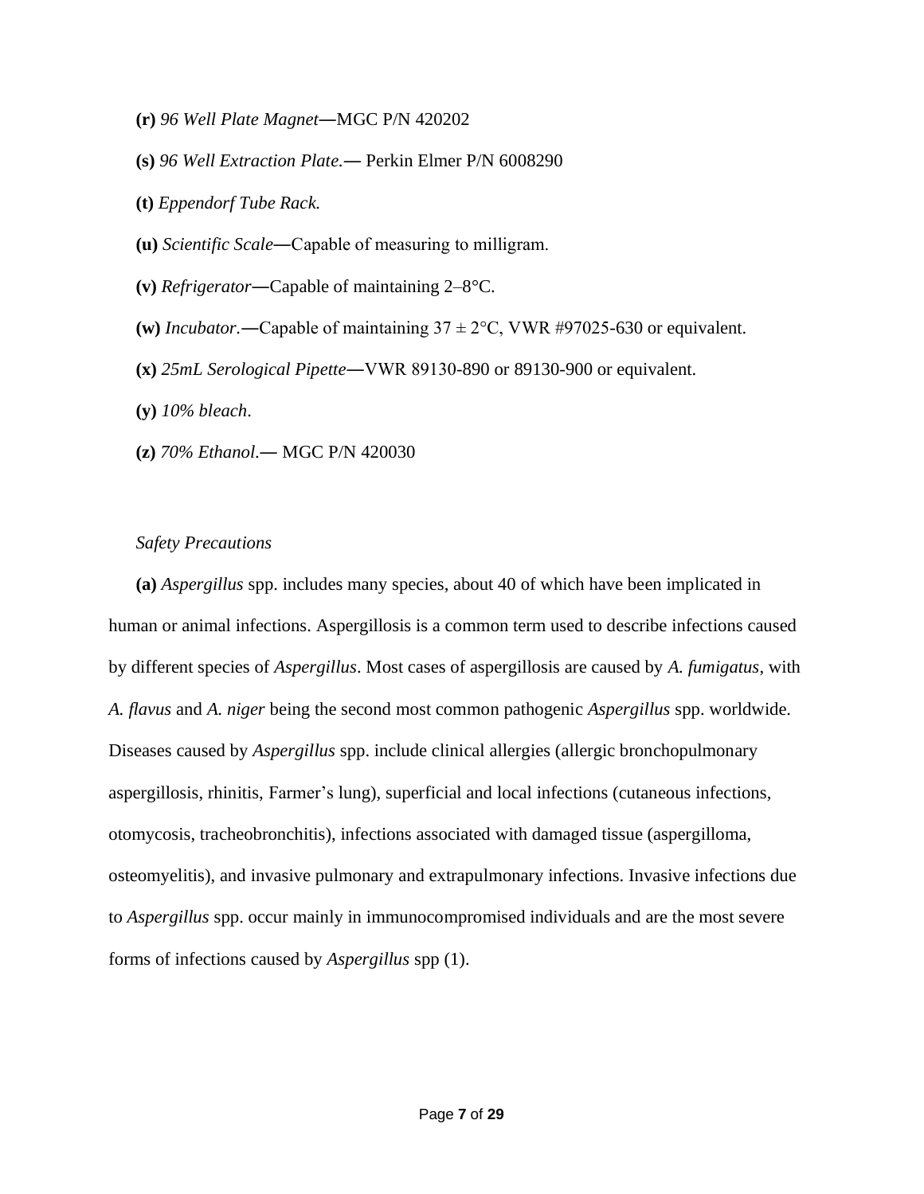**(r)** *96 Well Plate Magnet*—MGC P/N 420202

**(s)** *96 Well Extraction Plate.*— Perkin Elmer P/N 6008290

**(t)** *Eppendorf Tube Rack.*

**(u)** *Scientific Scale*—Capable of measuring to milligram.

**(v)** *Refrigerator*—Capable of maintaining 2–8°C.

**(w)** *Incubator.*—Capable of maintaining 37 ± 2°C, VWR #97025-630 or equivalent.

**(x)** *25mL Serological Pipette*—VWR 89130-890 or 89130-900 or equivalent.

**(y)** *10% bleach*.

**(z)** *70% Ethanol*.— MGC P/N 420030

*Safety Precautions*

**(a)** *Aspergillus* spp. includes many species, about 40 of which have been implicated in human or animal infections. Aspergillosis is a common term used to describe infections caused by different species of *Aspergillus*. Most cases of aspergillosis are caused by *A. fumigatus*, with *A. flavus* and *A. niger* being the second most common pathogenic *Aspergillus* spp. worldwide. Diseases caused by *Aspergillus* spp. include clinical allergies (allergic bronchopulmonary aspergillosis, rhinitis, Farmer's lung), superficial and local infections (cutaneous infections, otomycosis, tracheobronchitis), infections associated with damaged tissue (aspergilloma, osteomyelitis), and invasive pulmonary and extrapulmonary infections. Invasive infections due to *Aspergillus* spp. occur mainly in immunocompromised individuals and are the most severe forms of infections caused by *Aspergillus* spp (1).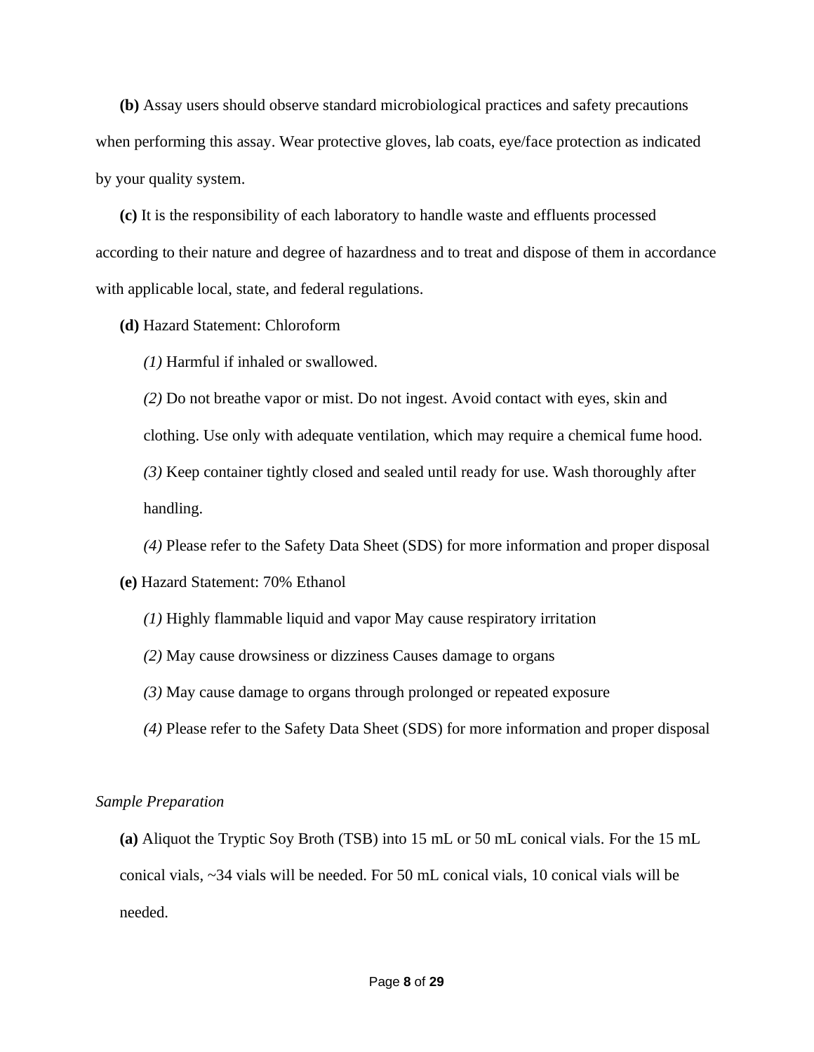**(b)** Assay users should observe standard microbiological practices and safety precautions when performing this assay. Wear protective gloves, lab coats, eye/face protection as indicated by your quality system.

**(c)** It is the responsibility of each laboratory to handle waste and effluents processed according to their nature and degree of hazardness and to treat and dispose of them in accordance with applicable local, state, and federal regulations.

**(d)** Hazard Statement: Chloroform

*(1)* Harmful if inhaled or swallowed.

*(2)* Do not breathe vapor or mist. Do not ingest. Avoid contact with eyes, skin and clothing. Use only with adequate ventilation, which may require a chemical fume hood.

*(3)* Keep container tightly closed and sealed until ready for use. Wash thoroughly after handling.

*(4)* Please refer to the Safety Data Sheet (SDS) for more information and proper disposal

**(e)** Hazard Statement: 70% Ethanol

*(1)* Highly flammable liquid and vapor May cause respiratory irritation

*(2)* May cause drowsiness or dizziness Causes damage to organs

*(3)* May cause damage to organs through prolonged or repeated exposure

*(4)* Please refer to the Safety Data Sheet (SDS) for more information and proper disposal

*Sample Preparation*

**(a)** Aliquot the Tryptic Soy Broth (TSB) into 15 mL or 50 mL conical vials. For the 15 mL conical vials, ~34 vials will be needed. For 50 mL conical vials, 10 conical vials will be needed.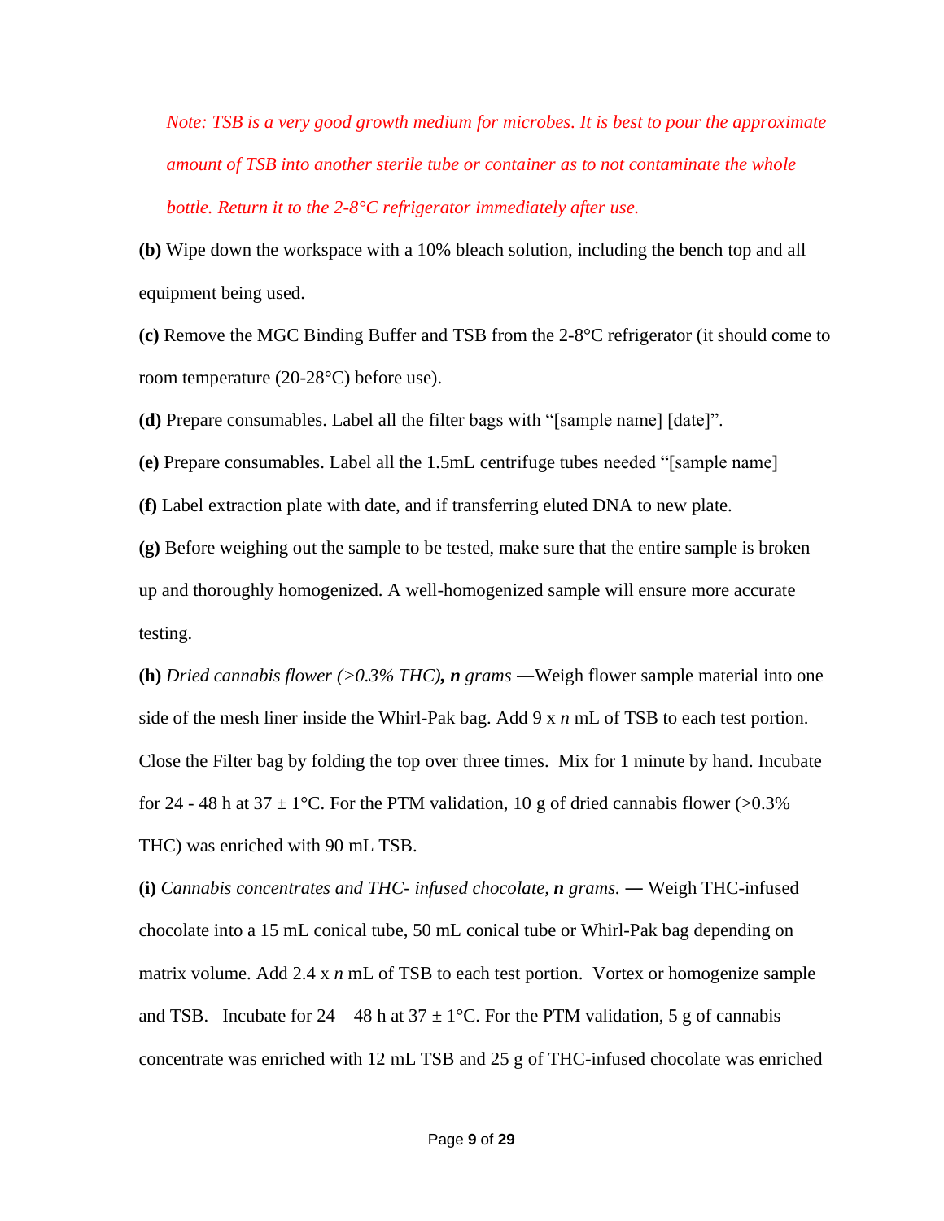*Note: TSB is a very good growth medium for microbes. It is best to pour the approximate amount of TSB into another sterile tube or container as to not contaminate the whole bottle. Return it to the 2-8°C refrigerator immediately after use.*

**(b)** Wipe down the workspace with a 10% bleach solution, including the bench top and all equipment being used.

**(c)** Remove the MGC Binding Buffer and TSB from the 2-8°C refrigerator (it should come to room temperature (20-28°C) before use).

**(d)** Prepare consumables. Label all the filter bags with "[sample name] [date]".

**(e)** Prepare consumables. Label all the 1.5mL centrifuge tubes needed "[sample name]

**(f)** Label extraction plate with date, and if transferring eluted DNA to new plate.

**(g)** Before weighing out the sample to be tested, make sure that the entire sample is broken up and thoroughly homogenized. A well-homogenized sample will ensure more accurate testing.

**(h)** *Dried cannabis flower (>0.3% THC)****, n grams*** **—**Weigh flower sample material into one side of the mesh liner inside the Whirl-Pak bag. Add 9 x *n* mL of TSB to each test portion. Close the Filter bag by folding the top over three times. Mix for 1 minute by hand. Incubate for 24 - 48 h at 37 ± 1°C. For the PTM validation, 10 g of dried cannabis flower (>0.3% THC) was enriched with 90 mL TSB.

**(i)** *Cannabis concentrates and THC- infused chocolate,* ***n*** *grams.* — Weigh THC-infused chocolate into a 15 mL conical tube, 50 mL conical tube or Whirl-Pak bag depending on matrix volume. Add 2.4 x *n* mL of TSB to each test portion. Vortex or homogenize sample and TSB. Incubate for 24 – 48 h at 37 ± 1°C. For the PTM validation, 5 g of cannabis concentrate was enriched with 12 mL TSB and 25 g of THC-infused chocolate was enriched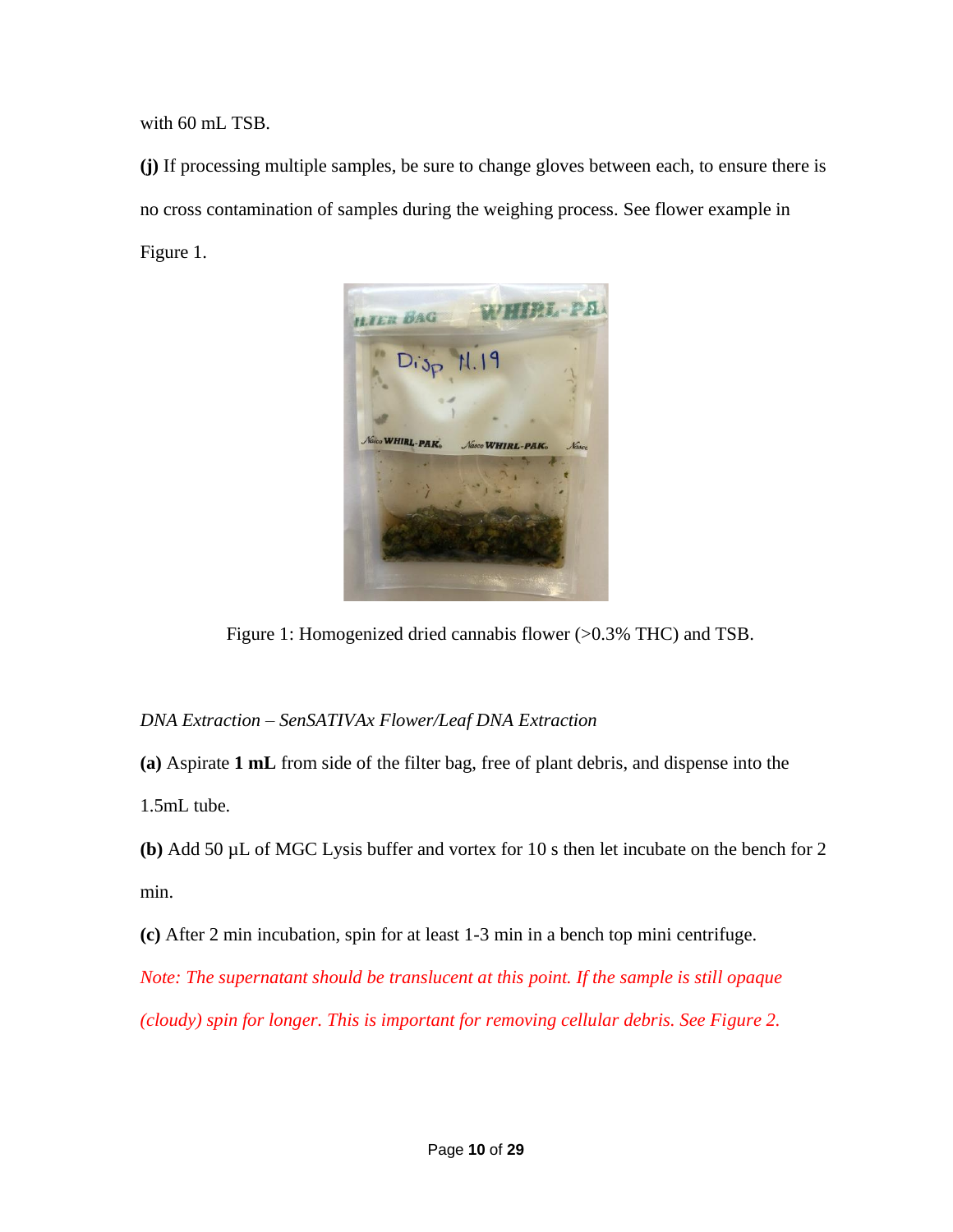with 60 mL TSB.

**(j)** If processing multiple samples, be sure to change gloves between each, to ensure there is no cross contamination of samples during the weighing process. See flower example in Figure 1.

Figure 1: Homogenized dried cannabis flower (>0.3% THC) and TSB.

*DNA Extraction – SenSATIVAx Flower/Leaf DNA Extraction*

**(a)** Aspirate **1 mL** from side of the filter bag, free of plant debris, and dispense into the 1.5mL tube.

**(b)** Add 50 µL of MGC Lysis buffer and vortex for 10 s then let incubate on the bench for 2 min.

**(c)** After 2 min incubation, spin for at least 1-3 min in a bench top mini centrifuge.

*Note: The supernatant should be translucent at this point. If the sample is still opaque (cloudy) spin for longer. This is important for removing cellular debris. See Figure 2.*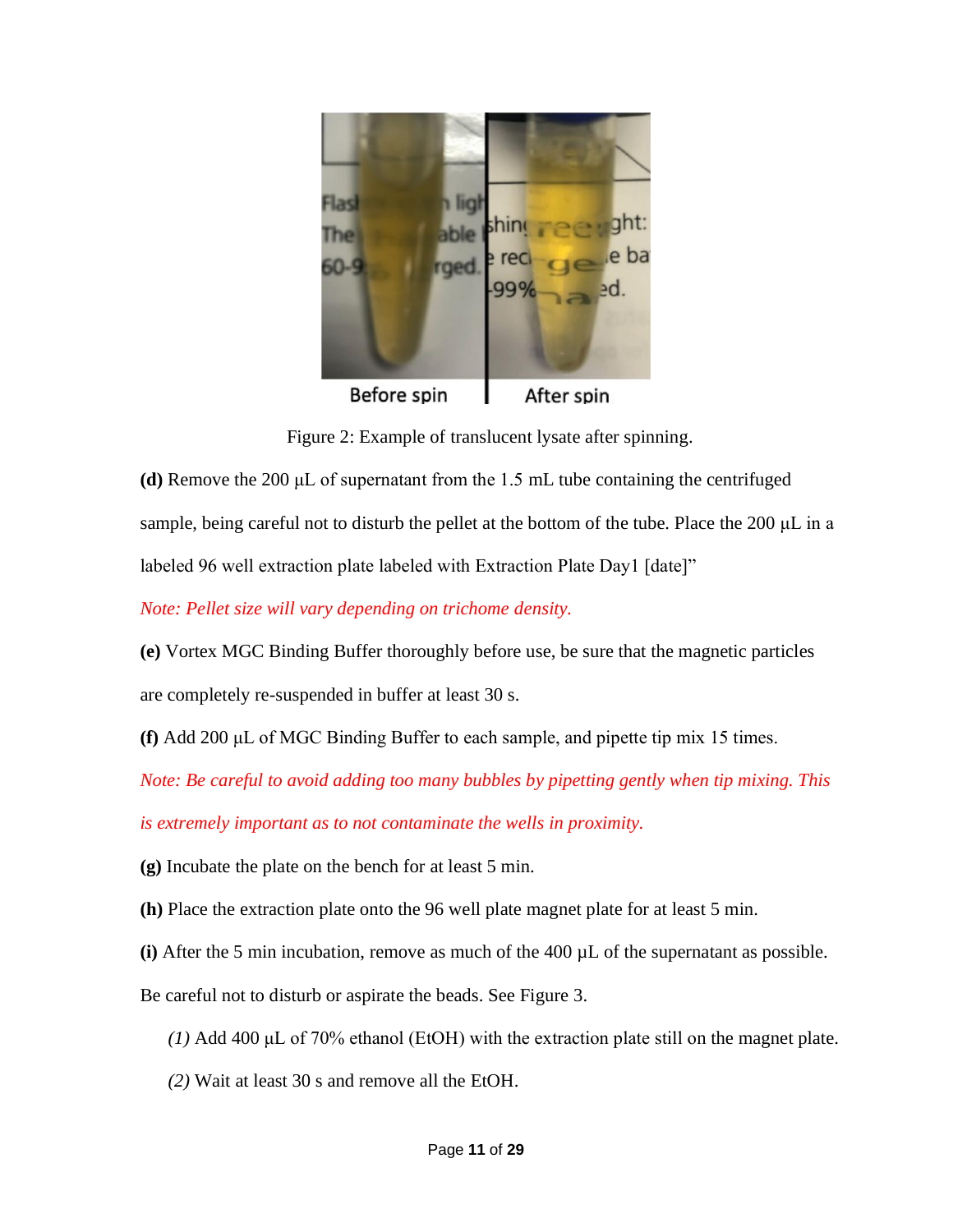Figure 2: Example of translucent lysate after spinning.

**(d)** Remove the 200 µL of supernatant from the 1.5 mL tube containing the centrifuged sample, being careful not to disturb the pellet at the bottom of the tube. Place the 200 µL in a labeled 96 well extraction plate labeled with Extraction Plate Day1 [date]"

*Note: Pellet size will vary depending on trichome density.*

**(e)** Vortex MGC Binding Buffer thoroughly before use, be sure that the magnetic particles are completely re-suspended in buffer at least 30 s.

**(f)** Add 200 µL of MGC Binding Buffer to each sample, and pipette tip mix 15 times.

*Note: Be careful to avoid adding too many bubbles by pipetting gently when tip mixing. This is extremely important as to not contaminate the wells in proximity.*

**(g)** Incubate the plate on the bench for at least 5 min.

**(h)** Place the extraction plate onto the 96 well plate magnet plate for at least 5 min.

**(i)** After the 5 min incubation, remove as much of the 400 µL of the supernatant as possible. Be careful not to disturb or aspirate the beads. See Figure 3.

*(1)* Add 400 µL of 70% ethanol (EtOH) with the extraction plate still on the magnet plate.

*(2)* Wait at least 30 s and remove all the EtOH.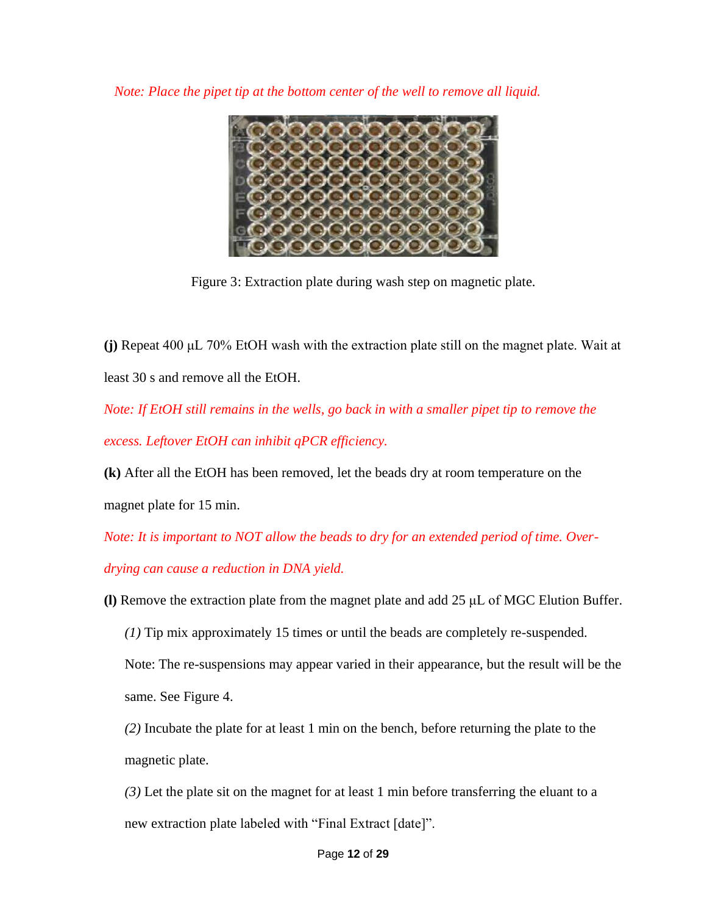*Note: Place the pipet tip at the bottom center of the well to remove all liquid.*

Figure 3: Extraction plate during wash step on magnetic plate.

**(j)** Repeat 400 μL 70% EtOH wash with the extraction plate still on the magnet plate. Wait at least 30 s and remove all the EtOH.

*Note: If EtOH still remains in the wells, go back in with a smaller pipet tip to remove the excess. Leftover EtOH can inhibit qPCR efficiency.*

**(k)** After all the EtOH has been removed, let the beads dry at room temperature on the magnet plate for 15 min.

*Note: It is important to NOT allow the beads to dry for an extended period of time. Over-drying can cause a reduction in DNA yield.*

**(l)** Remove the extraction plate from the magnet plate and add 25 μL of MGC Elution Buffer.

*(1)* Tip mix approximately 15 times or until the beads are completely re-suspended.

Note: The re-suspensions may appear varied in their appearance, but the result will be the same. See Figure 4.

*(2)* Incubate the plate for at least 1 min on the bench, before returning the plate to the magnetic plate.

*(3)* Let the plate sit on the magnet for at least 1 min before transferring the eluant to a new extraction plate labeled with "Final Extract [date]".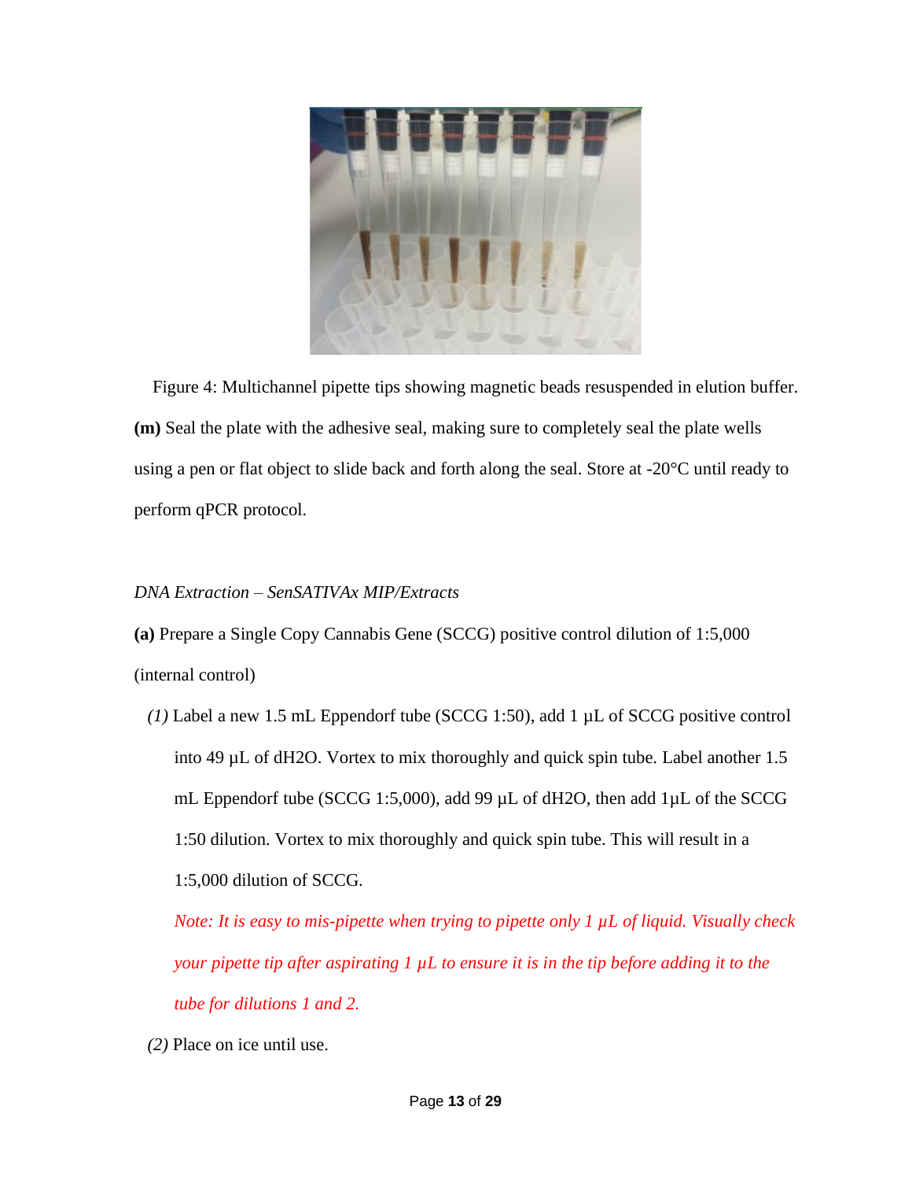Figure 4: Multichannel pipette tips showing magnetic beads resuspended in elution buffer.

**(m)** Seal the plate with the adhesive seal, making sure to completely seal the plate wells using a pen or flat object to slide back and forth along the seal. Store at -20°C until ready to perform qPCR protocol.

*DNA Extraction – SenSATIVAx MIP/Extracts*

**(a)** Prepare a Single Copy Cannabis Gene (SCCG) positive control dilution of 1:5,000 (internal control)

*(1)* Label a new 1.5 mL Eppendorf tube (SCCG 1:50), add 1 µL of SCCG positive control into 49 µL of dH2O. Vortex to mix thoroughly and quick spin tube. Label another 1.5 mL Eppendorf tube (SCCG 1:5,000), add 99 µL of dH2O, then add 1µL of the SCCG 1:50 dilution. Vortex to mix thoroughly and quick spin tube. This will result in a 1:5,000 dilution of SCCG.

*Note: It is easy to mis-pipette when trying to pipette only 1 µL of liquid. Visually check your pipette tip after aspirating 1 µL to ensure it is in the tip before adding it to the tube for dilutions 1 and 2.*

*(2)* Place on ice until use.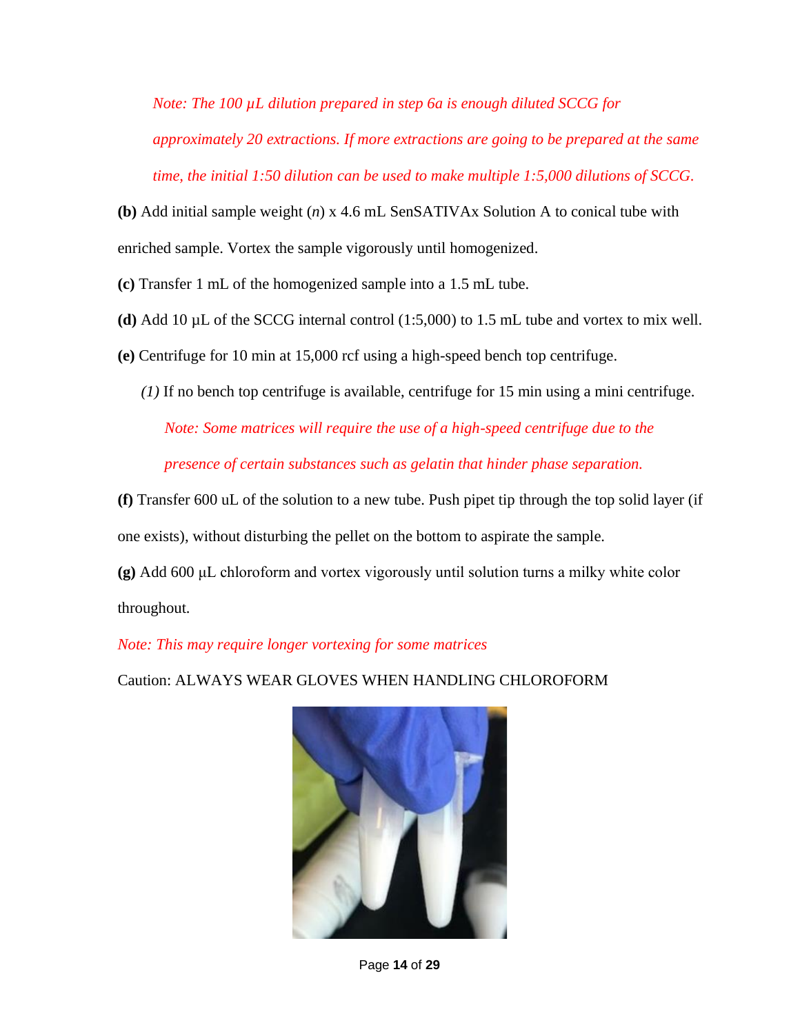*Note: The 100 µL dilution prepared in step 6a is enough diluted SCCG for approximately 20 extractions. If more extractions are going to be prepared at the same time, the initial 1:50 dilution can be used to make multiple 1:5,000 dilutions of SCCG.*

**(b)** Add initial sample weight (*n*) x 4.6 mL SenSATIVAx Solution A to conical tube with enriched sample. Vortex the sample vigorously until homogenized.

**(c)** Transfer 1 mL of the homogenized sample into a 1.5 mL tube.

**(d)** Add 10 µL of the SCCG internal control (1:5,000) to 1.5 mL tube and vortex to mix well.

**(e)** Centrifuge for 10 min at 15,000 rcf using a high-speed bench top centrifuge.

*(1)* If no bench top centrifuge is available, centrifuge for 15 min using a mini centrifuge.

*Note: Some matrices will require the use of a high-speed centrifuge due to the presence of certain substances such as gelatin that hinder phase separation.*

**(f)** Transfer 600 uL of the solution to a new tube. Push pipet tip through the top solid layer (if one exists), without disturbing the pellet on the bottom to aspirate the sample.

**(g)** Add 600 µL chloroform and vortex vigorously until solution turns a milky white color throughout.

*Note: This may require longer vortexing for some matrices*

Caution: ALWAYS WEAR GLOVES WHEN HANDLING CHLOROFORM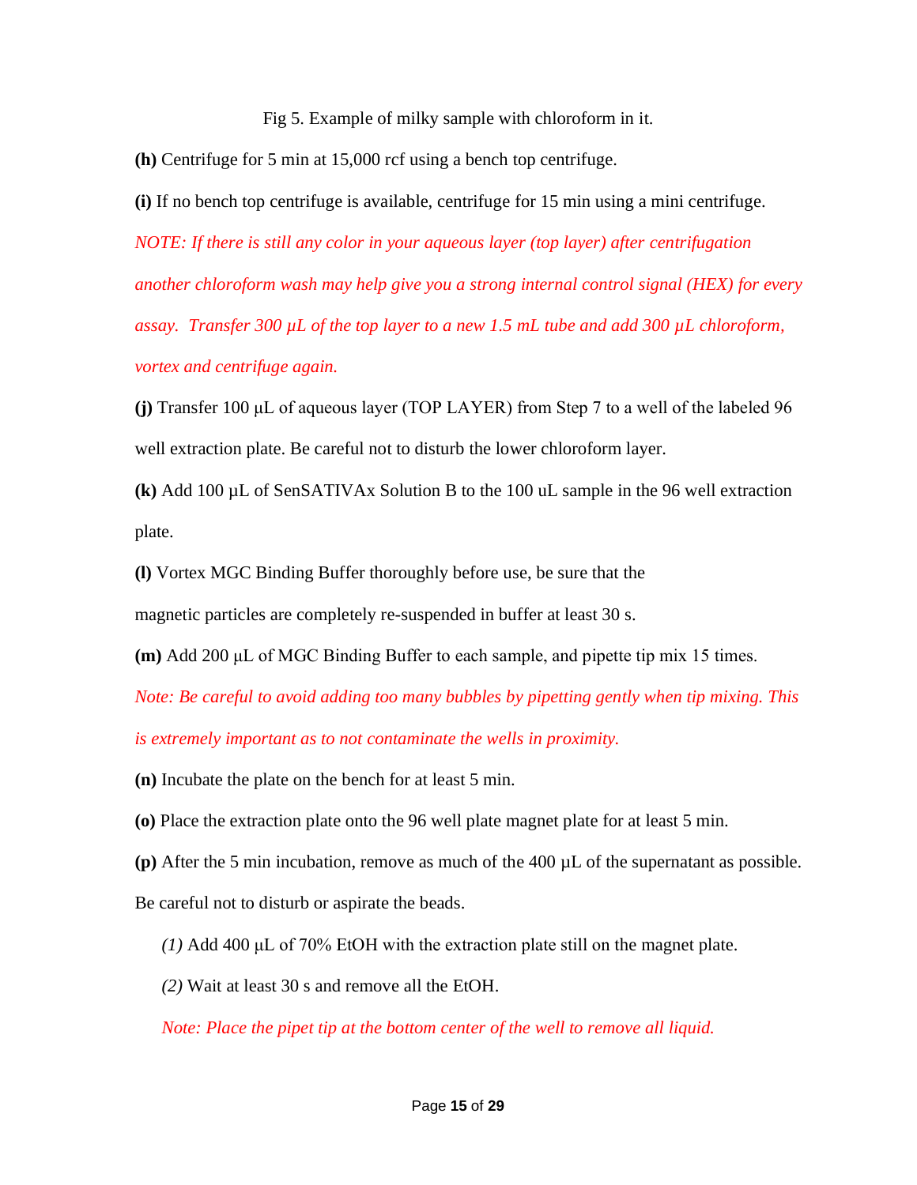Fig 5. Example of milky sample with chloroform in it.

**(h)** Centrifuge for 5 min at 15,000 rcf using a bench top centrifuge.

**(i)** If no bench top centrifuge is available, centrifuge for 15 min using a mini centrifuge.

*NOTE: If there is still any color in your aqueous layer (top layer) after centrifugation another chloroform wash may help give you a strong internal control signal (HEX) for every assay. Transfer 300 µL of the top layer to a new 1.5 mL tube and add 300 µL chloroform, vortex and centrifuge again.*

**(j)** Transfer 100 µL of aqueous layer (TOP LAYER) from Step 7 to a well of the labeled 96 well extraction plate. Be careful not to disturb the lower chloroform layer.

**(k)** Add 100 µL of SenSATIVAx Solution B to the 100 uL sample in the 96 well extraction plate.

**(l)** Vortex MGC Binding Buffer thoroughly before use, be sure that the magnetic particles are completely re-suspended in buffer at least 30 s.

**(m)** Add 200 µL of MGC Binding Buffer to each sample, and pipette tip mix 15 times.

*Note: Be careful to avoid adding too many bubbles by pipetting gently when tip mixing. This is extremely important as to not contaminate the wells in proximity.*

**(n)** Incubate the plate on the bench for at least 5 min.

**(o)** Place the extraction plate onto the 96 well plate magnet plate for at least 5 min.

**(p)** After the 5 min incubation, remove as much of the 400 µL of the supernatant as possible. Be careful not to disturb or aspirate the beads.

*(1)* Add 400 µL of 70% EtOH with the extraction plate still on the magnet plate.

*(2)* Wait at least 30 s and remove all the EtOH.

*Note: Place the pipet tip at the bottom center of the well to remove all liquid.*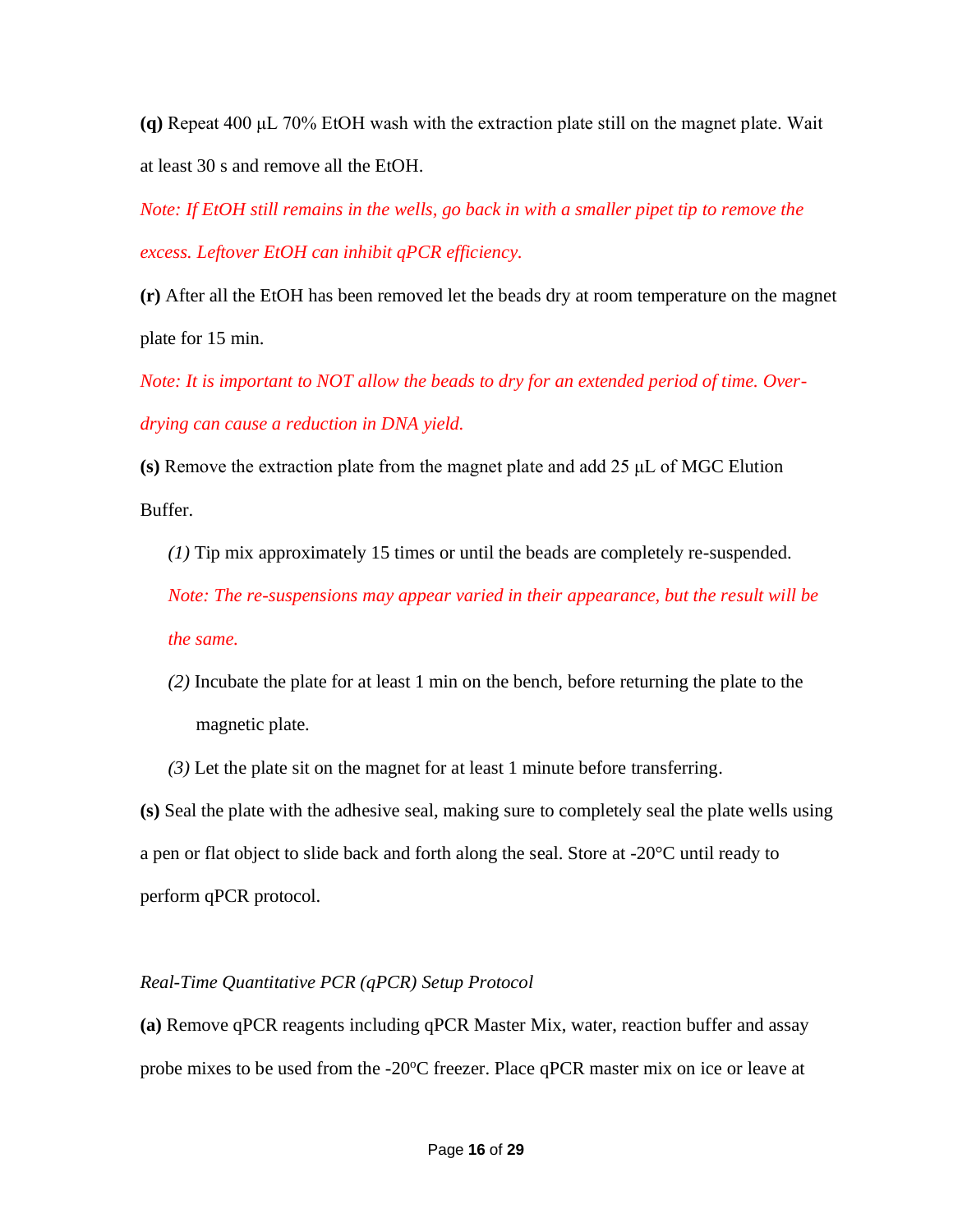**(q)** Repeat 400 µL 70% EtOH wash with the extraction plate still on the magnet plate. Wait at least 30 s and remove all the EtOH.

*Note: If EtOH still remains in the wells, go back in with a smaller pipet tip to remove the excess. Leftover EtOH can inhibit qPCR efficiency.*

**(r)** After all the EtOH has been removed let the beads dry at room temperature on the magnet plate for 15 min.

*Note: It is important to NOT allow the beads to dry for an extended period of time. Over-drying can cause a reduction in DNA yield.*

**(s)** Remove the extraction plate from the magnet plate and add 25 µL of MGC Elution Buffer.

*(1)* Tip mix approximately 15 times or until the beads are completely re-suspended.

*Note: The re-suspensions may appear varied in their appearance, but the result will be the same.*

*(2)* Incubate the plate for at least 1 min on the bench, before returning the plate to the magnetic plate.

*(3)* Let the plate sit on the magnet for at least 1 minute before transferring.

**(s)** Seal the plate with the adhesive seal, making sure to completely seal the plate wells using a pen or flat object to slide back and forth along the seal. Store at -20°C until ready to perform qPCR protocol.

*Real-Time Quantitative PCR (qPCR) Setup Protocol*

**(a)** Remove qPCR reagents including qPCR Master Mix, water, reaction buffer and assay probe mixes to be used from the -20ºC freezer. Place qPCR master mix on ice or leave at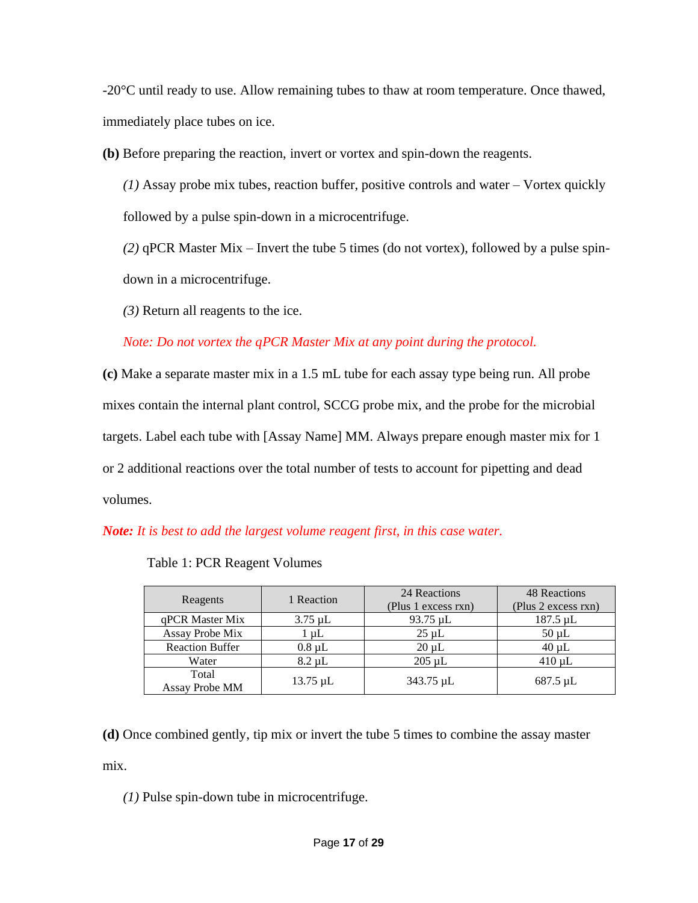-20°C until ready to use. Allow remaining tubes to thaw at room temperature. Once thawed, immediately place tubes on ice.

**(b)** Before preparing the reaction, invert or vortex and spin-down the reagents.

*(1)* Assay probe mix tubes, reaction buffer, positive controls and water – Vortex quickly followed by a pulse spin-down in a microcentrifuge.

*(2)* qPCR Master Mix – Invert the tube 5 times (do not vortex), followed by a pulse spin-down in a microcentrifuge.

*(3)* Return all reagents to the ice.

*Note: Do not vortex the qPCR Master Mix at any point during the protocol.*

**(c)** Make a separate master mix in a 1.5 mL tube for each assay type being run. All probe mixes contain the internal plant control, SCCG probe mix, and the probe for the microbial targets. Label each tube with [Assay Name] MM. Always prepare enough master mix for 1 or 2 additional reactions over the total number of tests to account for pipetting and dead volumes.

***Note:*** *It is best to add the largest volume reagent first, in this case water.*

Table 1: PCR Reagent Volumes

| Reagents | 1 Reaction | 24 Reactions (Plus 1 excess rxn) | 48 Reactions (Plus 2 excess rxn) |
|---|---|---|---|
| qPCR Master Mix | 3.75 µL | 93.75 µL | 187.5 µL |
| Assay Probe Mix | 1 µL | 25 µL | 50 µL |
| Reaction Buffer | 0.8 µL | 20 µL | 40 µL |
| Water | 8.2 µL | 205 µL | 410 µL |
| Total Assay Probe MM | 13.75 µL | 343.75 µL | 687.5 µL |

**(d)** Once combined gently, tip mix or invert the tube 5 times to combine the assay master mix.

*(1)* Pulse spin-down tube in microcentrifuge.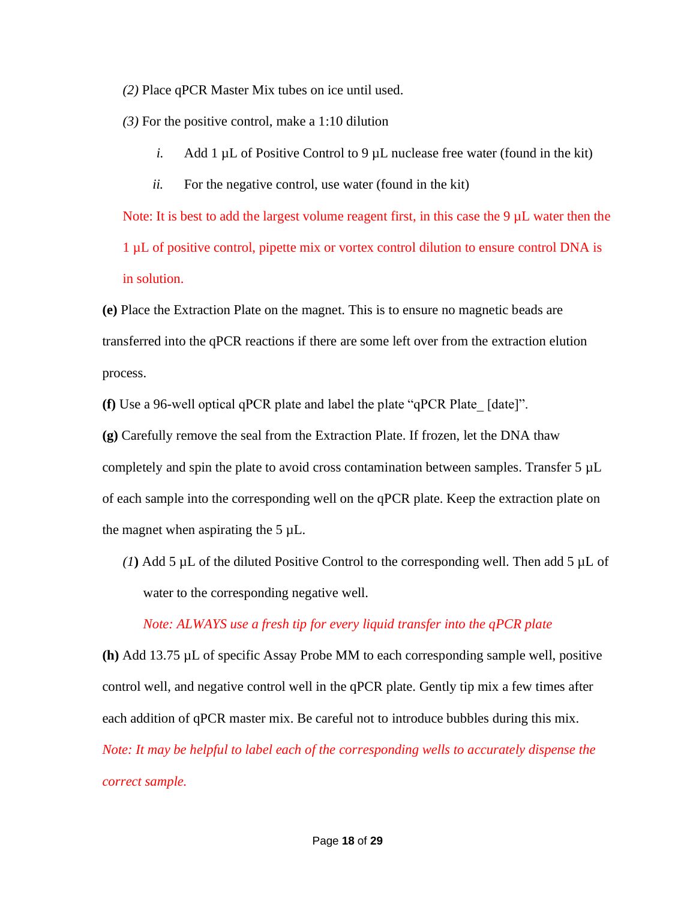*(2)* Place qPCR Master Mix tubes on ice until used.

*(3)* For the positive control, make a 1:10 dilution

*i.* Add 1 µL of Positive Control to 9 µL nuclease free water (found in the kit)

*ii.* For the negative control, use water (found in the kit)

Note: It is best to add the largest volume reagent first, in this case the 9 µL water then the 1 µL of positive control, pipette mix or vortex control dilution to ensure control DNA is in solution.

**(e)** Place the Extraction Plate on the magnet. This is to ensure no magnetic beads are transferred into the qPCR reactions if there are some left over from the extraction elution process.

**(f)** Use a 96-well optical qPCR plate and label the plate "qPCR Plate_ [date]".

**(g)** Carefully remove the seal from the Extraction Plate. If frozen, let the DNA thaw completely and spin the plate to avoid cross contamination between samples. Transfer 5 µL of each sample into the corresponding well on the qPCR plate. Keep the extraction plate on the magnet when aspirating the 5 µL.

*(1)* Add 5 µL of the diluted Positive Control to the corresponding well. Then add 5 µL of water to the corresponding negative well.

*Note: ALWAYS use a fresh tip for every liquid transfer into the qPCR plate*

**(h)** Add 13.75 µL of specific Assay Probe MM to each corresponding sample well, positive control well, and negative control well in the qPCR plate. Gently tip mix a few times after each addition of qPCR master mix. Be careful not to introduce bubbles during this mix.

*Note: It may be helpful to label each of the corresponding wells to accurately dispense the correct sample.*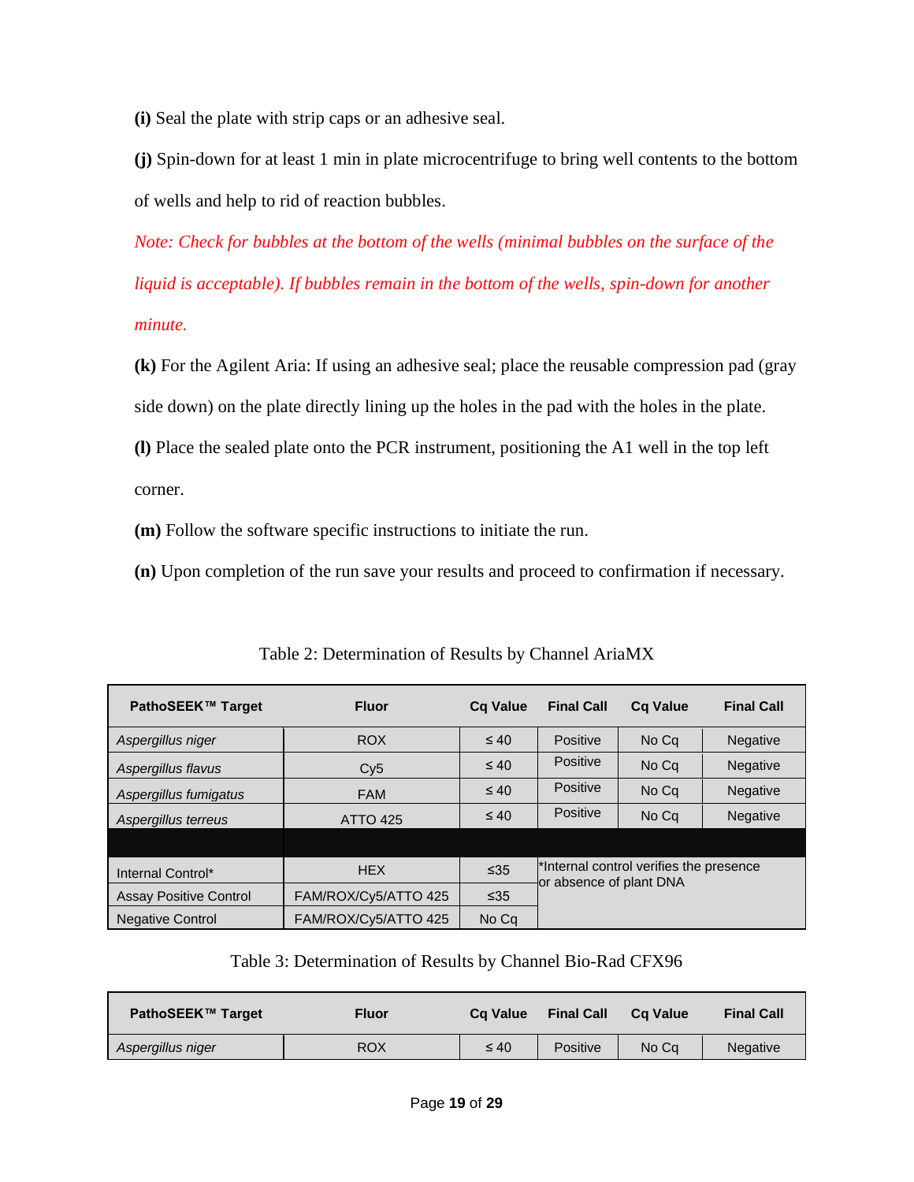**(i)** Seal the plate with strip caps or an adhesive seal.

**(j)** Spin-down for at least 1 min in plate microcentrifuge to bring well contents to the bottom of wells and help to rid of reaction bubbles.

*Note: Check for bubbles at the bottom of the wells (minimal bubbles on the surface of the liquid is acceptable). If bubbles remain in the bottom of the wells, spin-down for another minute.*

**(k)** For the Agilent Aria: If using an adhesive seal; place the reusable compression pad (gray side down) on the plate directly lining up the holes in the pad with the holes in the plate.

**(l)** Place the sealed plate onto the PCR instrument, positioning the A1 well in the top left corner.

**(m)** Follow the software specific instructions to initiate the run.

**(n)** Upon completion of the run save your results and proceed to confirmation if necessary.

Table 2: Determination of Results by Channel AriaMX

| PathoSEEK™ Target | Fluor | Cq Value | Final Call | Cq Value | Final Call |
|---|---|---|---|---|---|
| *Aspergillus niger* | ROX | ≤ 40 | Positive | No Cq | Negative |
| *Aspergillus flavus* | Cy5 | ≤ 40 | Positive | No Cq | Negative |
| *Aspergillus fumigatus* | FAM | ≤ 40 | Positive | No Cq | Negative |
| *Aspergillus terreus* | ATTO 425 | ≤ 40 | Positive | No Cq | Negative |
| | | | | | |
| Internal Control* | HEX | ≤35 | *Internal control verifies the presence or absence of plant DNA | | |
| Assay Positive Control | FAM/ROX/Cy5/ATTO 425 | ≤35 | | | |
| Negative Control | FAM/ROX/Cy5/ATTO 425 | No Cq | | | |

Table 3: Determination of Results by Channel Bio-Rad CFX96

| PathoSEEK™ Target | Fluor | Cq Value | Final Call | Cq Value | Final Call |
|---|---|---|---|---|---|
| *Aspergillus niger* | ROX | ≤ 40 | Positive | No Cq | Negative |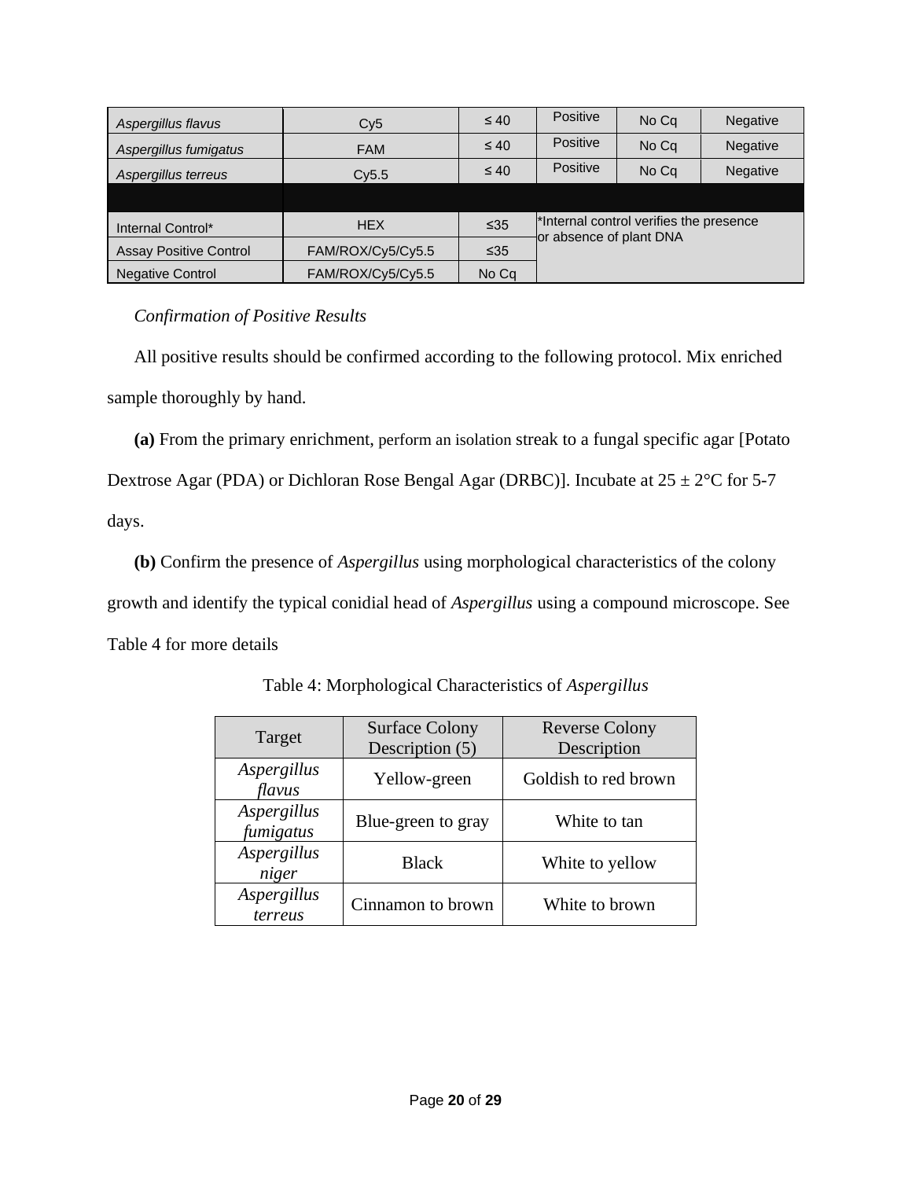| | | | | | |
|---|---|---|---|---|---|
| *Aspergillus flavus* | Cy5 | ≤ 40 | Positive | No Cq | Negative |
| *Aspergillus fumigatus* | FAM | ≤ 40 | Positive | No Cq | Negative |
| *Aspergillus terreus* | Cy5.5 | ≤ 40 | Positive | No Cq | Negative |
| | | | | | |
| Internal Control* | HEX | ≤35 | *Internal control verifies the presence or absence of plant DNA | | |
| Assay Positive Control | FAM/ROX/Cy5/Cy5.5 | ≤35 | | | |
| Negative Control | FAM/ROX/Cy5/Cy5.5 | No Cq | | | |

*Confirmation of Positive Results*

All positive results should be confirmed according to the following protocol. Mix enriched sample thoroughly by hand.

**(a)** From the primary enrichment, perform an isolation streak to a fungal specific agar [Potato Dextrose Agar (PDA) or Dichloran Rose Bengal Agar (DRBC)]. Incubate at 25 ± 2°C for 5-7 days.

**(b)** Confirm the presence of *Aspergillus* using morphological characteristics of the colony growth and identify the typical conidial head of *Aspergillus* using a compound microscope. See Table 4 for more details

Table 4: Morphological Characteristics of *Aspergillus*

| Target | Surface Colony Description (5) | Reverse Colony Description |
|---|---|---|
| *Aspergillus flavus* | Yellow-green | Goldish to red brown |
| *Aspergillus fumigatus* | Blue-green to gray | White to tan |
| *Aspergillus niger* | Black | White to yellow |
| *Aspergillus terreus* | Cinnamon to brown | White to brown |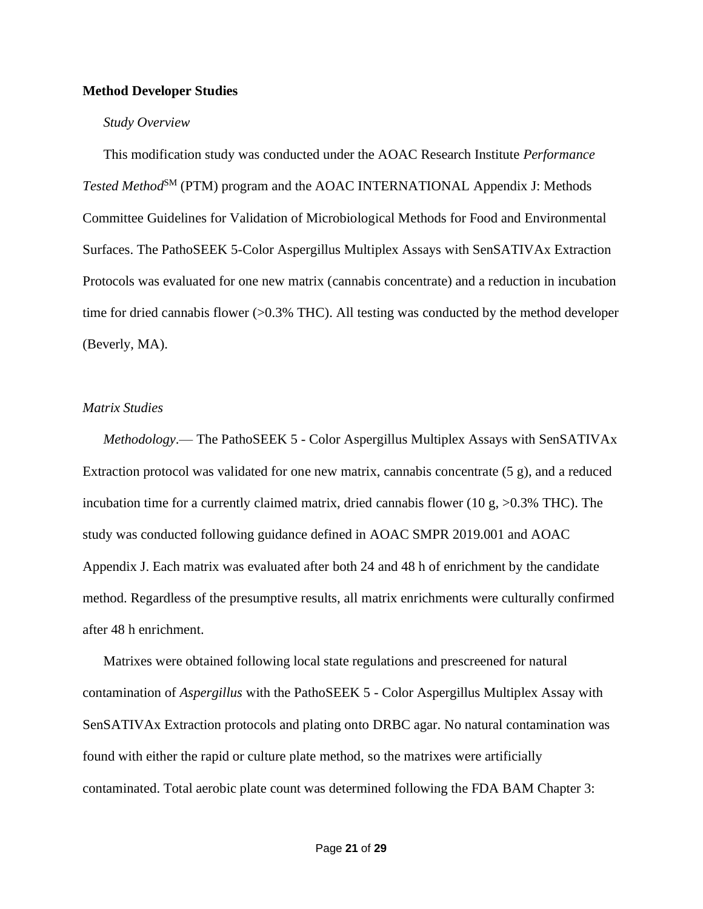**Method Developer Studies**

*Study Overview*

This modification study was conducted under the AOAC Research Institute *Performance Tested Method*SM (PTM) program and the AOAC INTERNATIONAL Appendix J: Methods Committee Guidelines for Validation of Microbiological Methods for Food and Environmental Surfaces. The PathoSEEK 5-Color Aspergillus Multiplex Assays with SenSATIVAx Extraction Protocols was evaluated for one new matrix (cannabis concentrate) and a reduction in incubation time for dried cannabis flower (>0.3% THC). All testing was conducted by the method developer (Beverly, MA).

*Matrix Studies*

*Methodology*.— The PathoSEEK 5 - Color Aspergillus Multiplex Assays with SenSATIVAx Extraction protocol was validated for one new matrix, cannabis concentrate (5 g), and a reduced incubation time for a currently claimed matrix, dried cannabis flower (10 g, >0.3% THC). The study was conducted following guidance defined in AOAC SMPR 2019.001 and AOAC Appendix J. Each matrix was evaluated after both 24 and 48 h of enrichment by the candidate method. Regardless of the presumptive results, all matrix enrichments were culturally confirmed after 48 h enrichment.

Matrixes were obtained following local state regulations and prescreened for natural contamination of *Aspergillus* with the PathoSEEK 5 - Color Aspergillus Multiplex Assay with SenSATIVAx Extraction protocols and plating onto DRBC agar. No natural contamination was found with either the rapid or culture plate method, so the matrixes were artificially contaminated. Total aerobic plate count was determined following the FDA BAM Chapter 3: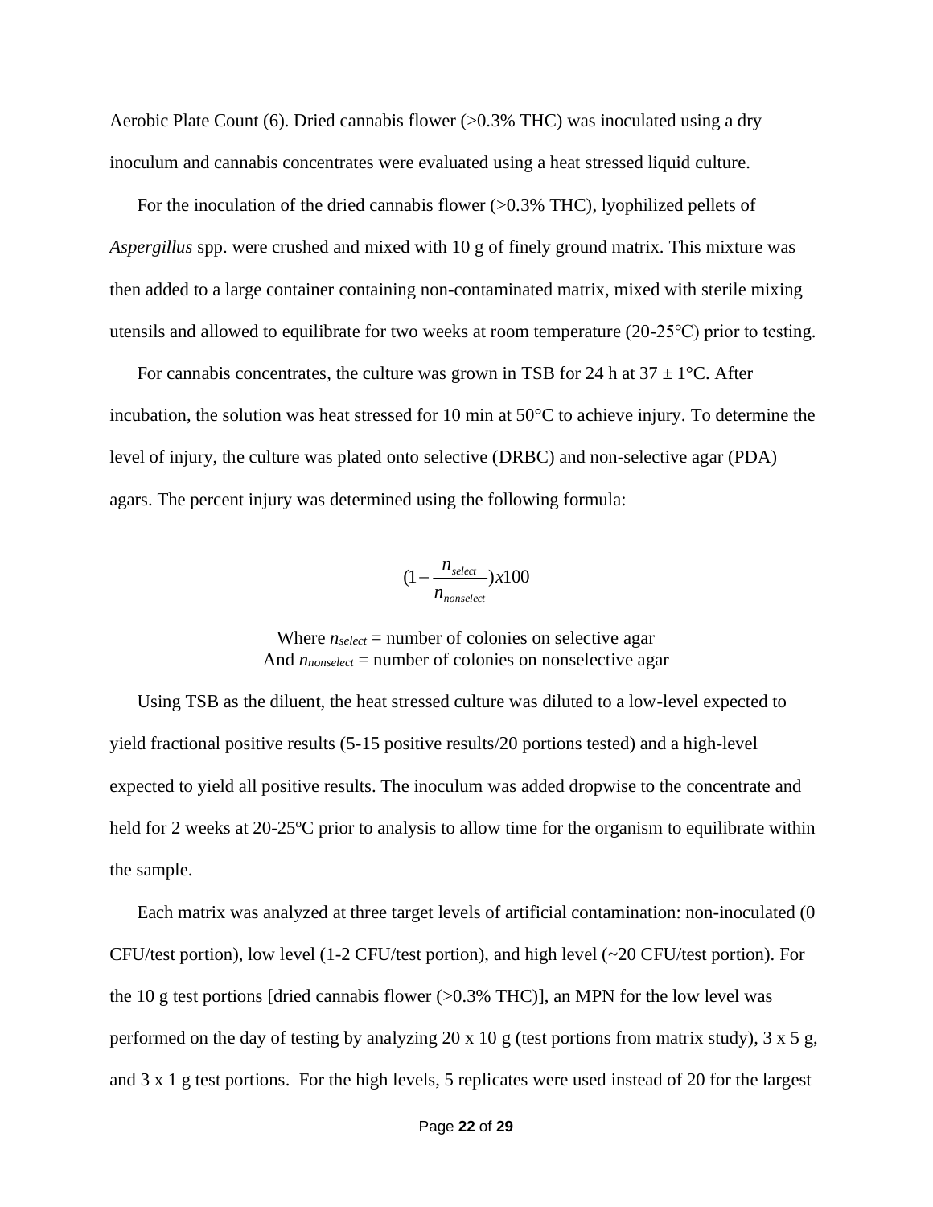Aerobic Plate Count (6). Dried cannabis flower (>0.3% THC) was inoculated using a dry inoculum and cannabis concentrates were evaluated using a heat stressed liquid culture.

For the inoculation of the dried cannabis flower (>0.3% THC), lyophilized pellets of *Aspergillus* spp. were crushed and mixed with 10 g of finely ground matrix. This mixture was then added to a large container containing non-contaminated matrix, mixed with sterile mixing utensils and allowed to equilibrate for two weeks at room temperature (20-25°C) prior to testing.

For cannabis concentrates, the culture was grown in TSB for 24 h at 37 ± 1°C. After incubation, the solution was heat stressed for 10 min at 50°C to achieve injury. To determine the level of injury, the culture was plated onto selective (DRBC) and non-selective agar (PDA) agars. The percent injury was determined using the following formula:

$$(1 - \frac{n_{select}}{n_{nonselect}})x100$$

Where $n_{select}$ = number of colonies on selective agar
And $n_{nonselect}$ = number of colonies on nonselective agar

Using TSB as the diluent, the heat stressed culture was diluted to a low-level expected to yield fractional positive results (5-15 positive results/20 portions tested) and a high-level expected to yield all positive results. The inoculum was added dropwise to the concentrate and held for 2 weeks at 20-25°C prior to analysis to allow time for the organism to equilibrate within the sample.

Each matrix was analyzed at three target levels of artificial contamination: non-inoculated (0 CFU/test portion), low level (1-2 CFU/test portion), and high level (~20 CFU/test portion). For the 10 g test portions [dried cannabis flower (>0.3% THC)], an MPN for the low level was performed on the day of testing by analyzing 20 x 10 g (test portions from matrix study), 3 x 5 g, and 3 x 1 g test portions. For the high levels, 5 replicates were used instead of 20 for the largest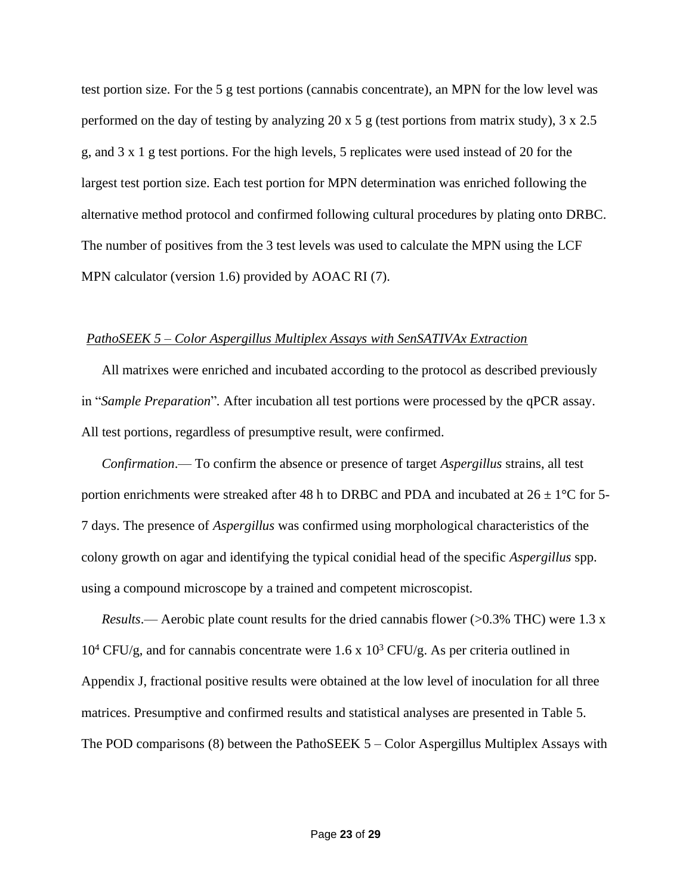test portion size. For the 5 g test portions (cannabis concentrate), an MPN for the low level was performed on the day of testing by analyzing 20 x 5 g (test portions from matrix study), 3 x 2.5 g, and 3 x 1 g test portions. For the high levels, 5 replicates were used instead of 20 for the largest test portion size. Each test portion for MPN determination was enriched following the alternative method protocol and confirmed following cultural procedures by plating onto DRBC. The number of positives from the 3 test levels was used to calculate the MPN using the LCF MPN calculator (version 1.6) provided by AOAC RI (7).

*PathoSEEK 5 – Color Aspergillus Multiplex Assays with SenSATIVAx Extraction*

All matrixes were enriched and incubated according to the protocol as described previously in "*Sample Preparation*". After incubation all test portions were processed by the qPCR assay. All test portions, regardless of presumptive result, were confirmed.

*Confirmation*.— To confirm the absence or presence of target *Aspergillus* strains, all test portion enrichments were streaked after 48 h to DRBC and PDA and incubated at $26 \pm 1$°C for 5-7 days. The presence of *Aspergillus* was confirmed using morphological characteristics of the colony growth on agar and identifying the typical conidial head of the specific *Aspergillus* spp. using a compound microscope by a trained and competent microscopist.

*Results*.— Aerobic plate count results for the dried cannabis flower (>0.3% THC) were $1.3 \times 10^4$ CFU/g, and for cannabis concentrate were $1.6 \times 10^3$ CFU/g. As per criteria outlined in Appendix J, fractional positive results were obtained at the low level of inoculation for all three matrices. Presumptive and confirmed results and statistical analyses are presented in Table 5. The POD comparisons (8) between the PathoSEEK 5 – Color Aspergillus Multiplex Assays with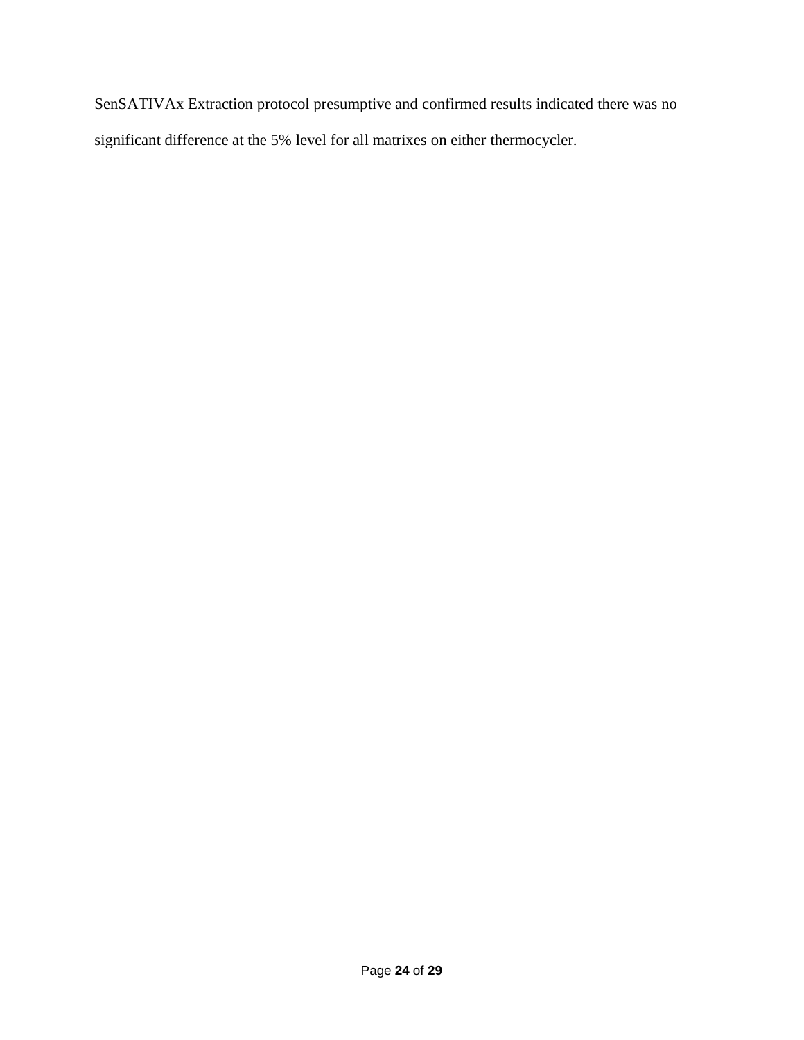SenSATIVAx Extraction protocol presumptive and confirmed results indicated there was no significant difference at the 5% level for all matrixes on either thermocycler.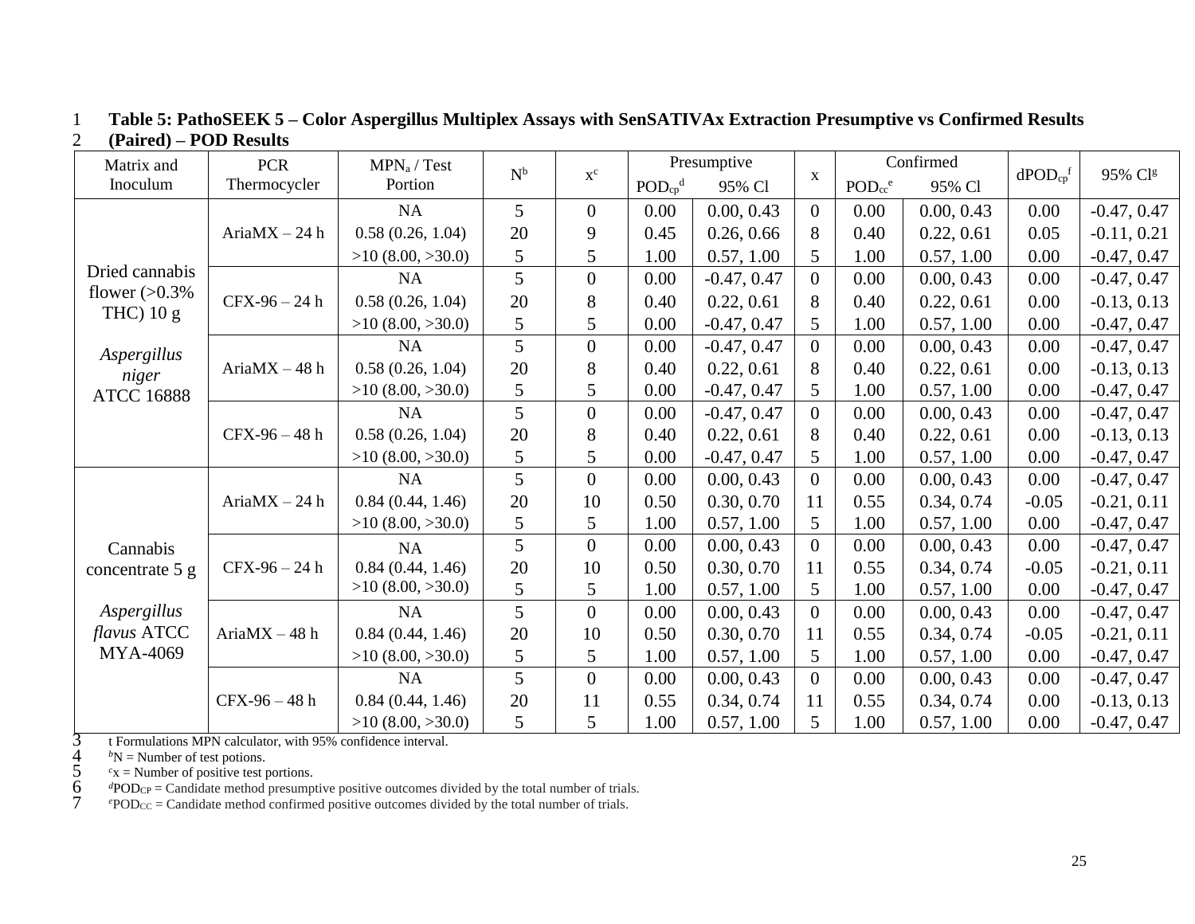**Table 5: PathoSEEK 5 – Color Aspergillus Multiplex Assays with SenSATIVAx Extraction Presumptive vs Confirmed Results (Paired) – POD Results**

| Matrix and Inoculum | PCR Thermocycler | $MPN_a$ / Test Portion | N[b] | x[c] | Presumptive | | x | Confirmed | | $dPOD_{cp}$[f] | 95% Cl[g] |
|---|---|---|---|---|---|---|---|---|---|---|---|
| | | | | | $POD_{cp}$[d] | 95% Cl | | $POD_{cc}$[e] | 95% Cl | | |
| Dried cannabis flower (>0.3% THC) 10 g *Aspergillus niger* ATCC 16888 | AriaMX – 24 h | NA | 5 | 0 | 0.00 | 0.00, 0.43 | 0 | 0.00 | 0.00, 0.43 | 0.00 | -0.47, 0.47 |
| | | 0.58 (0.26, 1.04) | 20 | 9 | 0.45 | 0.26, 0.66 | 8 | 0.40 | 0.22, 0.61 | 0.05 | -0.11, 0.21 |
| | | >10 (8.00, >30.0) | 5 | 5 | 1.00 | 0.57, 1.00 | 5 | 1.00 | 0.57, 1.00 | 0.00 | -0.47, 0.47 |
| | CFX-96 – 24 h | NA | 5 | 0 | 0.00 | -0.47, 0.47 | 0 | 0.00 | 0.00, 0.43 | 0.00 | -0.47, 0.47 |
| | | 0.58 (0.26, 1.04) | 20 | 8 | 0.40 | 0.22, 0.61 | 8 | 0.40 | 0.22, 0.61 | 0.00 | -0.13, 0.13 |
| | | >10 (8.00, >30.0) | 5 | 5 | 0.00 | -0.47, 0.47 | 5 | 1.00 | 0.57, 1.00 | 0.00 | -0.47, 0.47 |
| | AriaMX – 48 h | NA | 5 | 0 | 0.00 | -0.47, 0.47 | 0 | 0.00 | 0.00, 0.43 | 0.00 | -0.47, 0.47 |
| | | 0.58 (0.26, 1.04) | 20 | 8 | 0.40 | 0.22, 0.61 | 8 | 0.40 | 0.22, 0.61 | 0.00 | -0.13, 0.13 |
| | | >10 (8.00, >30.0) | 5 | 5 | 0.00 | -0.47, 0.47 | 5 | 1.00 | 0.57, 1.00 | 0.00 | -0.47, 0.47 |
| | CFX-96 – 48 h | NA | 5 | 0 | 0.00 | -0.47, 0.47 | 0 | 0.00 | 0.00, 0.43 | 0.00 | -0.47, 0.47 |
| | | 0.58 (0.26, 1.04) | 20 | 8 | 0.40 | 0.22, 0.61 | 8 | 0.40 | 0.22, 0.61 | 0.00 | -0.13, 0.13 |
| | | >10 (8.00, >30.0) | 5 | 5 | 0.00 | -0.47, 0.47 | 5 | 1.00 | 0.57, 1.00 | 0.00 | -0.47, 0.47 |
| Cannabis concentrate 5 g *Aspergillus flavus* ATCC MYA-4069 | AriaMX – 24 h | NA | 5 | 0 | 0.00 | 0.00, 0.43 | 0 | 0.00 | 0.00, 0.43 | 0.00 | -0.47, 0.47 |
| | | 0.84 (0.44, 1.46) | 20 | 10 | 0.50 | 0.30, 0.70 | 11 | 0.55 | 0.34, 0.74 | -0.05 | -0.21, 0.11 |
| | | >10 (8.00, >30.0) | 5 | 5 | 1.00 | 0.57, 1.00 | 5 | 1.00 | 0.57, 1.00 | 0.00 | -0.47, 0.47 |
| | CFX-96 – 24 h | NA | 5 | 0 | 0.00 | 0.00, 0.43 | 0 | 0.00 | 0.00, 0.43 | 0.00 | -0.47, 0.47 |
| | | 0.84 (0.44, 1.46) | 20 | 10 | 0.50 | 0.30, 0.70 | 11 | 0.55 | 0.34, 0.74 | -0.05 | -0.21, 0.11 |
| | | >10 (8.00, >30.0) | 5 | 5 | 1.00 | 0.57, 1.00 | 5 | 1.00 | 0.57, 1.00 | 0.00 | -0.47, 0.47 |
| | AriaMX – 48 h | NA | 5 | 0 | 0.00 | 0.00, 0.43 | 0 | 0.00 | 0.00, 0.43 | 0.00 | -0.47, 0.47 |
| | | 0.84 (0.44, 1.46) | 20 | 10 | 0.50 | 0.30, 0.70 | 11 | 0.55 | 0.34, 0.74 | -0.05 | -0.21, 0.11 |
| | | >10 (8.00, >30.0) | 5 | 5 | 1.00 | 0.57, 1.00 | 5 | 1.00 | 0.57, 1.00 | 0.00 | -0.47, 0.47 |
| | CFX-96 – 48 h | NA | 5 | 0 | 0.00 | 0.00, 0.43 | 0 | 0.00 | 0.00, 0.43 | 0.00 | -0.47, 0.47 |
| | | 0.84 (0.44, 1.46) | 20 | 11 | 0.55 | 0.34, 0.74 | 11 | 0.55 | 0.34, 0.74 | 0.00 | -0.13, 0.13 |
| | | >10 (8.00, >30.0) | 5 | 5 | 1.00 | 0.57, 1.00 | 5 | 1.00 | 0.57, 1.00 | 0.00 | -0.47, 0.47 |

t Formulations MPN calculator, with 95% confidence interval.

[b]N = Number of test potions.

[c]x = Number of positive test portions.

[d]$POD_{CP}$ = Candidate method presumptive positive outcomes divided by the total number of trials.

[e]$POD_{CC}$ = Candidate method confirmed positive outcomes divided by the total number of trials.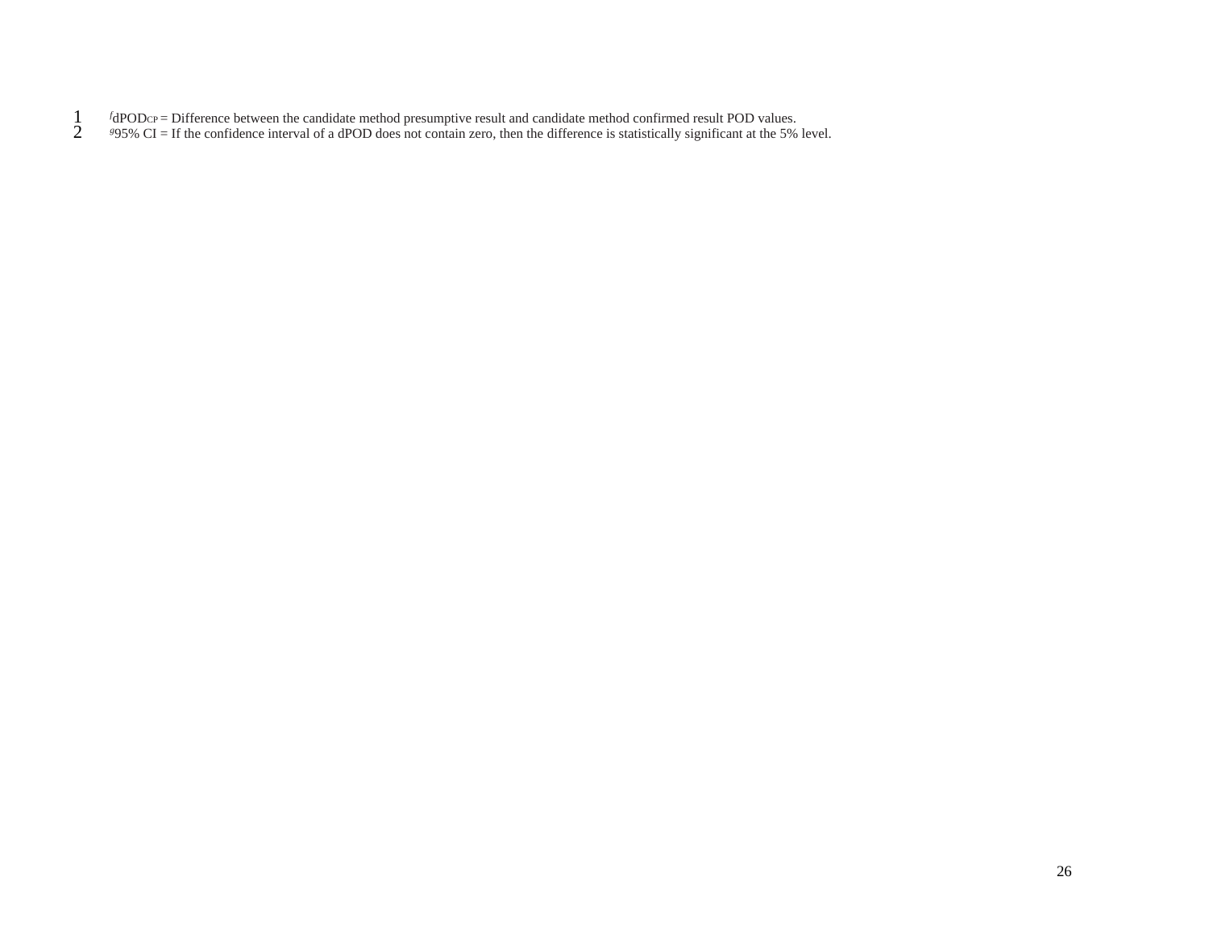[f]dPOD$_{CP}$ = Difference between the candidate method presumptive result and candidate method confirmed result POD values.

[g]95% CI = If the confidence interval of a dPOD does not contain zero, then the difference is statistically significant at the 5% level.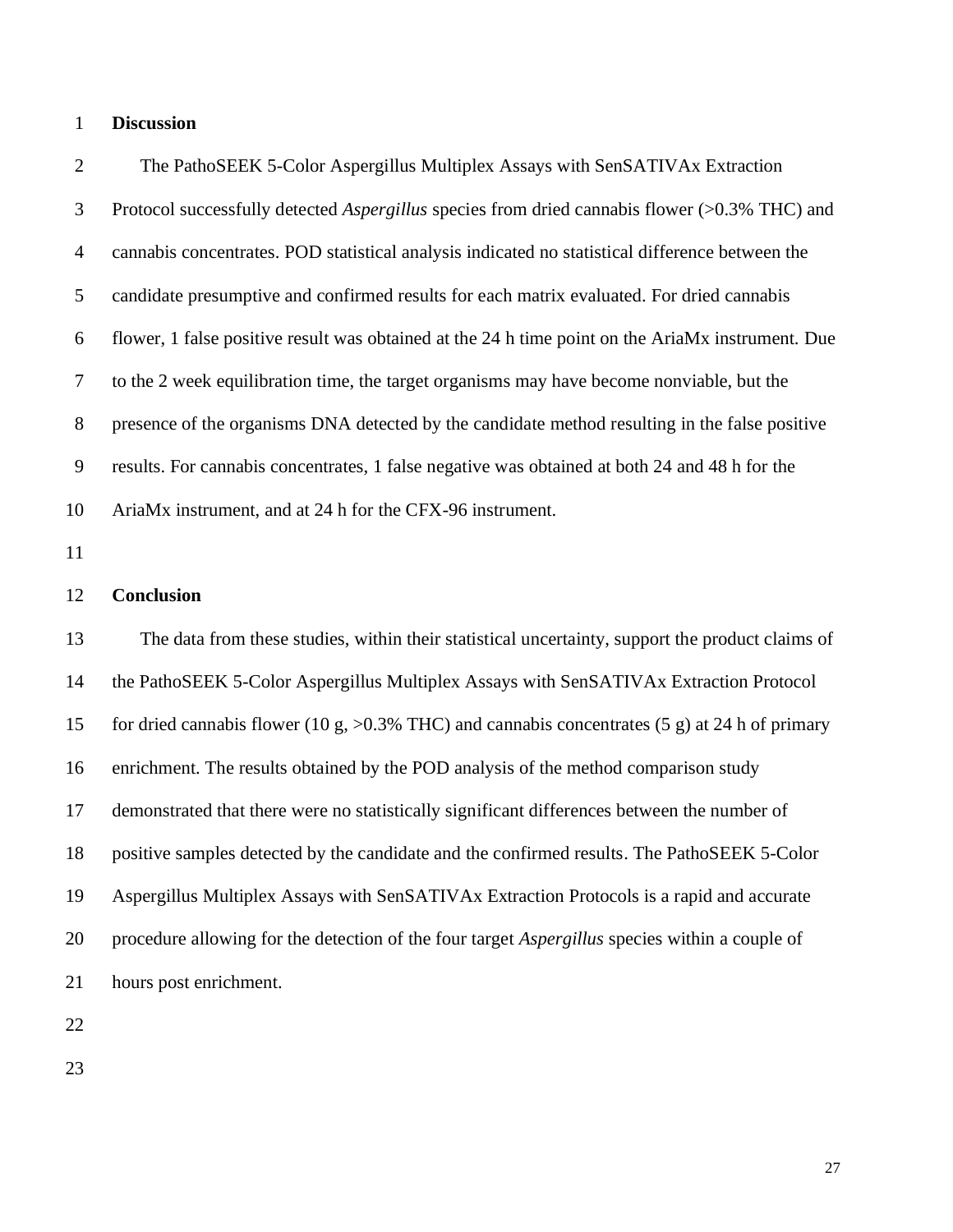## Discussion

The PathoSEEK 5-Color Aspergillus Multiplex Assays with SenSATIVAx Extraction Protocol successfully detected *Aspergillus* species from dried cannabis flower (>0.3% THC) and cannabis concentrates. POD statistical analysis indicated no statistical difference between the candidate presumptive and confirmed results for each matrix evaluated. For dried cannabis flower, 1 false positive result was obtained at the 24 h time point on the AriaMx instrument. Due to the 2 week equilibration time, the target organisms may have become nonviable, but the presence of the organisms DNA detected by the candidate method resulting in the false positive results. For cannabis concentrates, 1 false negative was obtained at both 24 and 48 h for the AriaMx instrument, and at 24 h for the CFX-96 instrument.

## Conclusion

The data from these studies, within their statistical uncertainty, support the product claims of the PathoSEEK 5-Color Aspergillus Multiplex Assays with SenSATIVAx Extraction Protocol for dried cannabis flower (10 g, >0.3% THC) and cannabis concentrates (5 g) at 24 h of primary enrichment. The results obtained by the POD analysis of the method comparison study demonstrated that there were no statistically significant differences between the number of positive samples detected by the candidate and the confirmed results. The PathoSEEK 5-Color Aspergillus Multiplex Assays with SenSATIVAx Extraction Protocols is a rapid and accurate procedure allowing for the detection of the four target *Aspergillus* species within a couple of hours post enrichment.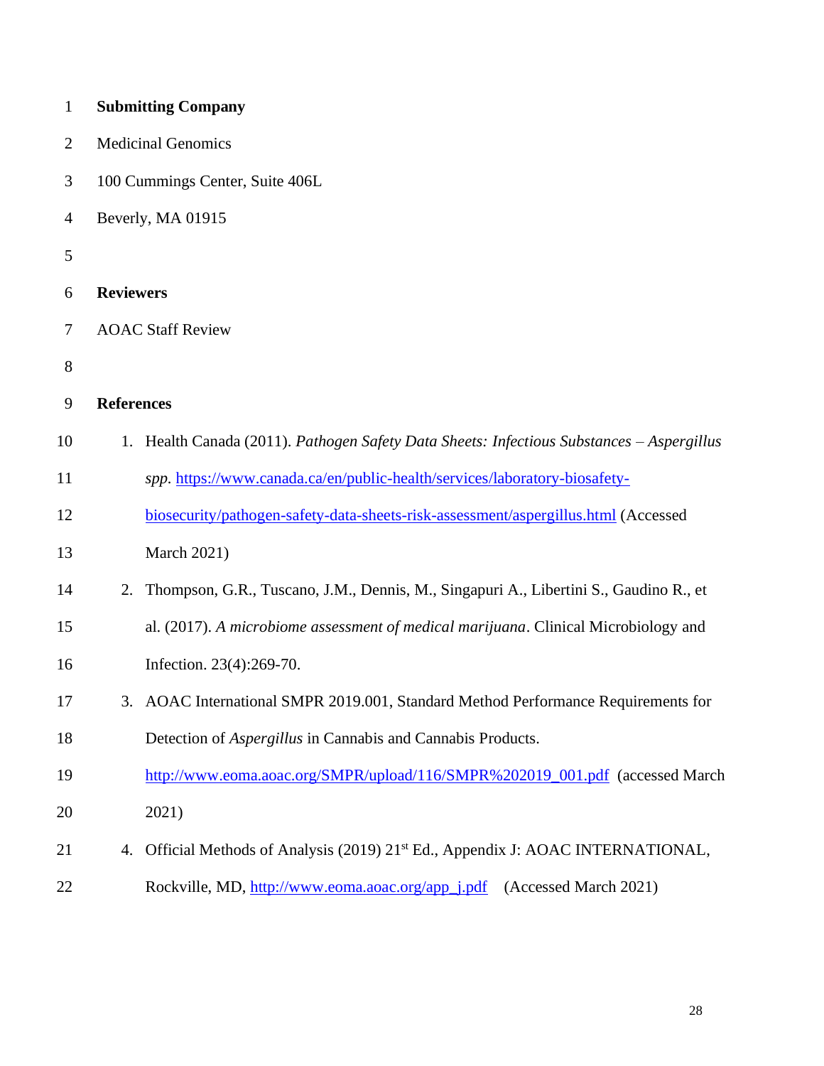**Submitting Company**

Medicinal Genomics

100 Cummings Center, Suite 406L

Beverly, MA 01915

**Reviewers**

AOAC Staff Review

**References**

1. Health Canada (2011). *Pathogen Safety Data Sheets: Infectious Substances – Aspergillus spp.* https://www.canada.ca/en/public-health/services/laboratory-biosafety-biosecurity/pathogen-safety-data-sheets-risk-assessment/aspergillus.html (Accessed March 2021)
2. Thompson, G.R., Tuscano, J.M., Dennis, M., Singapuri A., Libertini S., Gaudino R., et al. (2017). *A microbiome assessment of medical marijuana*. Clinical Microbiology and Infection. 23(4):269-70.
3. AOAC International SMPR 2019.001, Standard Method Performance Requirements for Detection of *Aspergillus* in Cannabis and Cannabis Products. http://www.eoma.aoac.org/SMPR/upload/116/SMPR%202019_001.pdf (accessed March 2021)
4. Official Methods of Analysis (2019) 21st Ed., Appendix J: AOAC INTERNATIONAL, Rockville, MD, http://www.eoma.aoac.org/app_j.pdf (Accessed March 2021)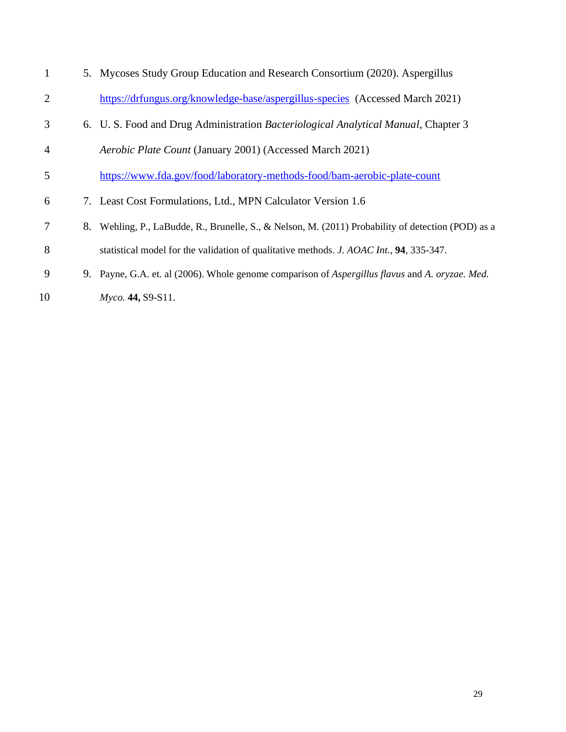5. Mycoses Study Group Education and Research Consortium (2020). Aspergillus https://drfungus.org/knowledge-base/aspergillus-species (Accessed March 2021)
6. U. S. Food and Drug Administration *Bacteriological Analytical Manual*, Chapter 3 *Aerobic Plate Count* (January 2001) (Accessed March 2021) https://www.fda.gov/food/laboratory-methods-food/bam-aerobic-plate-count
7. Least Cost Formulations, Ltd., MPN Calculator Version 1.6
8. Wehling, P., LaBudde, R., Brunelle, S., & Nelson, M. (2011) Probability of detection (POD) as a statistical model for the validation of qualitative methods. *J. AOAC Int*., **94**, 335-347.
9. Payne, G.A. et. al (2006). Whole genome comparison of *Aspergillus flavus* and *A. oryzae. Med. Myco.* **44,** S9-S11.